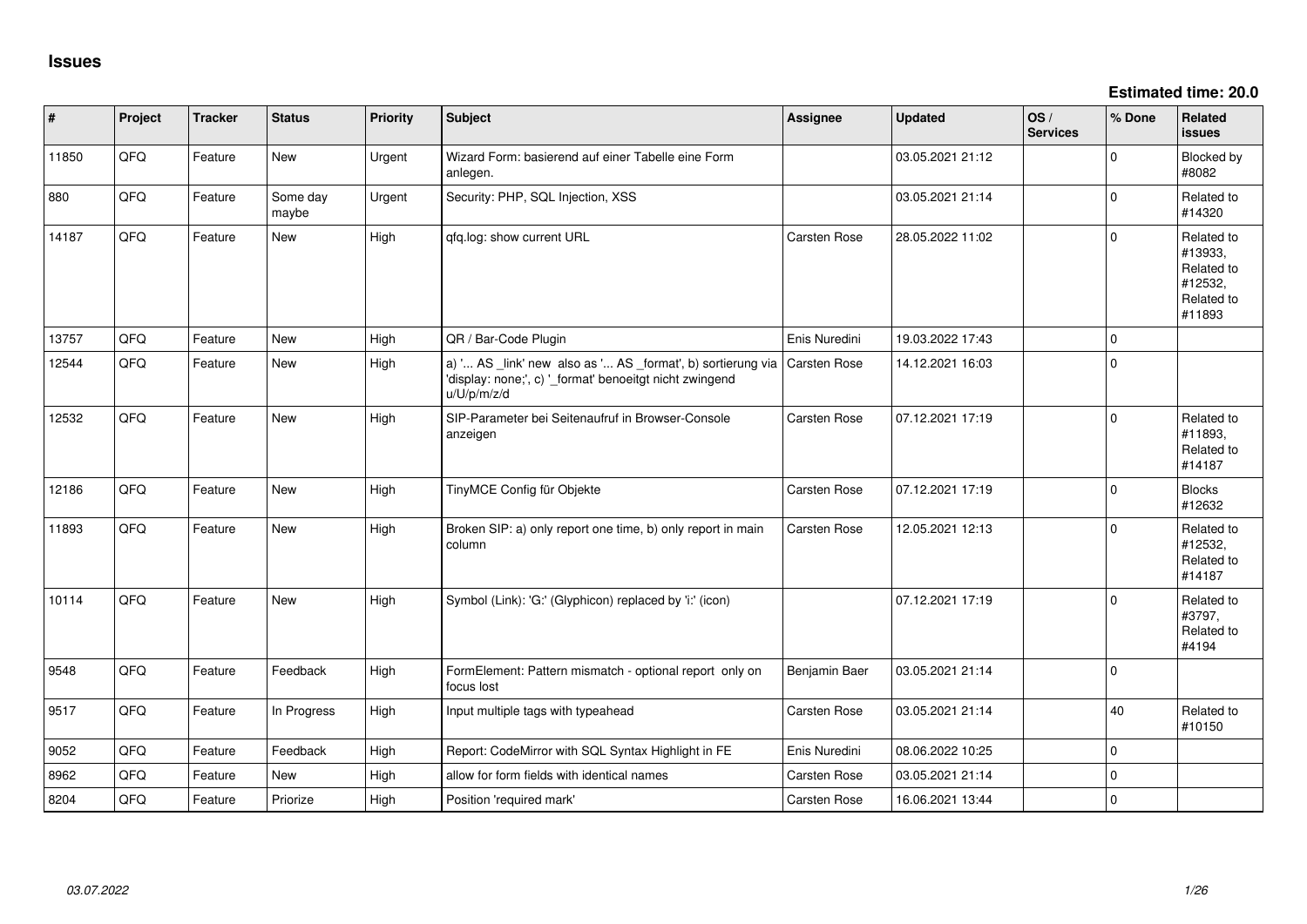# Issues

**Estimated time: 20.0**

| # | Project | Tracker | Status | Priority | Subject | Assignee | Updated | OS / Services | % Done | Related issues |
|---|---|---|---|---|---|---|---|---|---|---|
| 11850 | QFQ | Feature | New | Urgent | Wizard Form: basierend auf einer Tabelle eine Form anlegen. | | 03.05.2021 21:12 | | 0 | Blocked by #8082 |
| 880 | QFQ | Feature | Some day maybe | Urgent | Security: PHP, SQL Injection, XSS | | 03.05.2021 21:14 | | 0 | Related to #14320 |
| 14187 | QFQ | Feature | New | High | qfq.log: show current URL | Carsten Rose | 28.05.2022 11:02 | | 0 | Related to #13933, Related to #12532, Related to #11893 |
| 13757 | QFQ | Feature | New | High | QR / Bar-Code Plugin | Enis Nuredini | 19.03.2022 17:43 | | 0 | |
| 12544 | QFQ | Feature | New | High | a) '... AS _link' new also as '... AS _format', b) sortierung via 'display: none;', c) '_format' benoeitgt nicht zwingend u/U/p/m/z/d | Carsten Rose | 14.12.2021 16:03 | | 0 | |
| 12532 | QFQ | Feature | New | High | SIP-Parameter bei Seitenaufruf in Browser-Console anzeigen | Carsten Rose | 07.12.2021 17:19 | | 0 | Related to #11893, Related to #14187 |
| 12186 | QFQ | Feature | New | High | TinyMCE Config für Objekte | Carsten Rose | 07.12.2021 17:19 | | 0 | Blocks #12632 |
| 11893 | QFQ | Feature | New | High | Broken SIP: a) only report one time, b) only report in main column | Carsten Rose | 12.05.2021 12:13 | | 0 | Related to #12532, Related to #14187 |
| 10114 | QFQ | Feature | New | High | Symbol (Link): 'G:' (Glyphicon) replaced by 'i:' (icon) | | 07.12.2021 17:19 | | 0 | Related to #3797, Related to #4194 |
| 9548 | QFQ | Feature | Feedback | High | FormElement: Pattern mismatch - optional report only on focus lost | Benjamin Baer | 03.05.2021 21:14 | | 0 | |
| 9517 | QFQ | Feature | In Progress | High | Input multiple tags with typeahead | Carsten Rose | 03.05.2021 21:14 | | 40 | Related to #10150 |
| 9052 | QFQ | Feature | Feedback | High | Report: CodeMirror with SQL Syntax Highlight in FE | Enis Nuredini | 08.06.2022 10:25 | | 0 | |
| 8962 | QFQ | Feature | New | High | allow for form fields with identical names | Carsten Rose | 03.05.2021 21:14 | | 0 | |
| 8204 | QFQ | Feature | Priorize | High | Position 'required mark' | Carsten Rose | 16.06.2021 13:44 | | 0 | |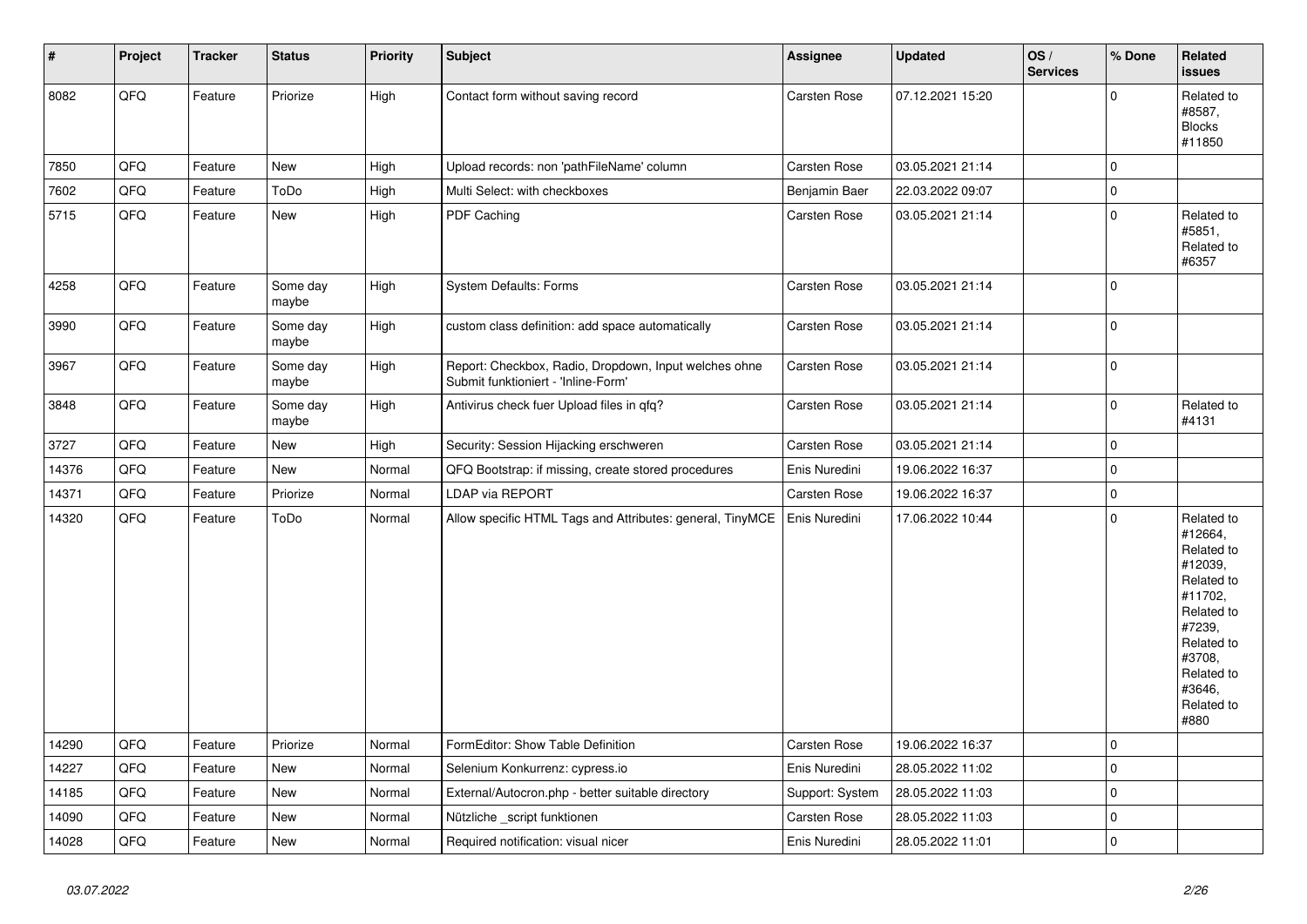| # | Project | Tracker | Status | Priority | Subject | Assignee | Updated | OS / Services | % Done | Related issues |
|---|---|---|---|---|---|---|---|---|---|---|
| 8082 | QFQ | Feature | Priorize | High | Contact form without saving record | Carsten Rose | 07.12.2021 15:20 | | 0 | Related to #8587, Blocks #11850 |
| 7850 | QFQ | Feature | New | High | Upload records: non 'pathFileName' column | Carsten Rose | 03.05.2021 21:14 | | 0 | |
| 7602 | QFQ | Feature | ToDo | High | Multi Select: with checkboxes | Benjamin Baer | 22.03.2022 09:07 | | 0 | |
| 5715 | QFQ | Feature | New | High | PDF Caching | Carsten Rose | 03.05.2021 21:14 | | 0 | Related to #5851, Related to #6357 |
| 4258 | QFQ | Feature | Some day maybe | High | System Defaults: Forms | Carsten Rose | 03.05.2021 21:14 | | 0 | |
| 3990 | QFQ | Feature | Some day maybe | High | custom class definition: add space automatically | Carsten Rose | 03.05.2021 21:14 | | 0 | |
| 3967 | QFQ | Feature | Some day maybe | High | Report: Checkbox, Radio, Dropdown, Input welches ohne Submit funktioniert - 'Inline-Form' | Carsten Rose | 03.05.2021 21:14 | | 0 | |
| 3848 | QFQ | Feature | Some day maybe | High | Antivirus check fuer Upload files in qfq? | Carsten Rose | 03.05.2021 21:14 | | 0 | Related to #4131 |
| 3727 | QFQ | Feature | New | High | Security: Session Hijacking erschweren | Carsten Rose | 03.05.2021 21:14 | | 0 | |
| 14376 | QFQ | Feature | New | Normal | QFQ Bootstrap: if missing, create stored procedures | Enis Nuredini | 19.06.2022 16:37 | | 0 | |
| 14371 | QFQ | Feature | Priorize | Normal | LDAP via REPORT | Carsten Rose | 19.06.2022 16:37 | | 0 | |
| 14320 | QFQ | Feature | ToDo | Normal | Allow specific HTML Tags and Attributes: general, TinyMCE | Enis Nuredini | 17.06.2022 10:44 | | 0 | Related to #12664, Related to #12039, Related to #11702, Related to #7239, Related to #3708, Related to #3646, Related to #880 |
| 14290 | QFQ | Feature | Priorize | Normal | FormEditor: Show Table Definition | Carsten Rose | 19.06.2022 16:37 | | 0 | |
| 14227 | QFQ | Feature | New | Normal | Selenium Konkurrenz: cypress.io | Enis Nuredini | 28.05.2022 11:02 | | 0 | |
| 14185 | QFQ | Feature | New | Normal | External/Autocron.php - better suitable directory | Support: System | 28.05.2022 11:03 | | 0 | |
| 14090 | QFQ | Feature | New | Normal | Nützliche _script funktionen | Carsten Rose | 28.05.2022 11:03 | | 0 | |
| 14028 | QFQ | Feature | New | Normal | Required notification: visual nicer | Enis Nuredini | 28.05.2022 11:01 | | 0 | |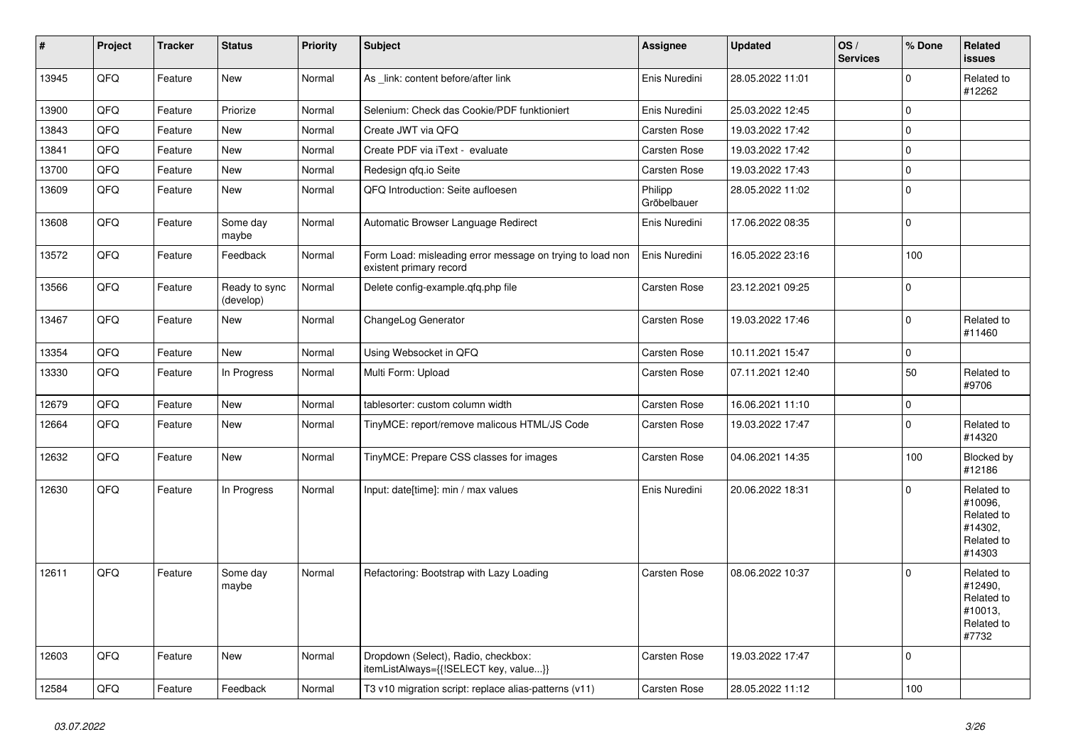| # | Project | Tracker | Status | Priority | Subject | Assignee | Updated | OS / Services | % Done | Related issues |
|---|---|---|---|---|---|---|---|---|---|---|
| 13945 | QFQ | Feature | New | Normal | As _link: content before/after link | Enis Nuredini | 28.05.2022 11:01 | | 0 | Related to #12262 |
| 13900 | QFQ | Feature | Priorize | Normal | Selenium: Check das Cookie/PDF funktioniert | Enis Nuredini | 25.03.2022 12:45 | | 0 | |
| 13843 | QFQ | Feature | New | Normal | Create JWT via QFQ | Carsten Rose | 19.03.2022 17:42 | | 0 | |
| 13841 | QFQ | Feature | New | Normal | Create PDF via iText - evaluate | Carsten Rose | 19.03.2022 17:42 | | 0 | |
| 13700 | QFQ | Feature | New | Normal | Redesign qfq.io Seite | Carsten Rose | 19.03.2022 17:43 | | 0 | |
| 13609 | QFQ | Feature | New | Normal | QFQ Introduction: Seite aufloesen | Philipp Gröbelbauer | 28.05.2022 11:02 | | 0 | |
| 13608 | QFQ | Feature | Some day maybe | Normal | Automatic Browser Language Redirect | Enis Nuredini | 17.06.2022 08:35 | | 0 | |
| 13572 | QFQ | Feature | Feedback | Normal | Form Load: misleading error message on trying to load non existent primary record | Enis Nuredini | 16.05.2022 23:16 | | 100 | |
| 13566 | QFQ | Feature | Ready to sync (develop) | Normal | Delete config-example.qfq.php file | Carsten Rose | 23.12.2021 09:25 | | 0 | |
| 13467 | QFQ | Feature | New | Normal | ChangeLog Generator | Carsten Rose | 19.03.2022 17:46 | | 0 | Related to #11460 |
| 13354 | QFQ | Feature | New | Normal | Using Websocket in QFQ | Carsten Rose | 10.11.2021 15:47 | | 0 | |
| 13330 | QFQ | Feature | In Progress | Normal | Multi Form: Upload | Carsten Rose | 07.11.2021 12:40 | | 50 | Related to #9706 |
| 12679 | QFQ | Feature | New | Normal | tablesorter: custom column width | Carsten Rose | 16.06.2021 11:10 | | 0 | |
| 12664 | QFQ | Feature | New | Normal | TinyMCE: report/remove malicous HTML/JS Code | Carsten Rose | 19.03.2022 17:47 | | 0 | Related to #14320 |
| 12632 | QFQ | Feature | New | Normal | TinyMCE: Prepare CSS classes for images | Carsten Rose | 04.06.2021 14:35 | | 100 | Blocked by #12186 |
| 12630 | QFQ | Feature | In Progress | Normal | Input: date[time]: min / max values | Enis Nuredini | 20.06.2022 18:31 | | 0 | Related to #10096, Related to #14302, Related to #14303 |
| 12611 | QFQ | Feature | Some day maybe | Normal | Refactoring: Bootstrap with Lazy Loading | Carsten Rose | 08.06.2022 10:37 | | 0 | Related to #12490, Related to #10013, Related to #7732 |
| 12603 | QFQ | Feature | New | Normal | Dropdown (Select), Radio, checkbox: itemListAlways={{!SELECT key, value...}} | Carsten Rose | 19.03.2022 17:47 | | 0 | |
| 12584 | QFQ | Feature | Feedback | Normal | T3 v10 migration script: replace alias-patterns (v11) | Carsten Rose | 28.05.2022 11:12 | | 100 | |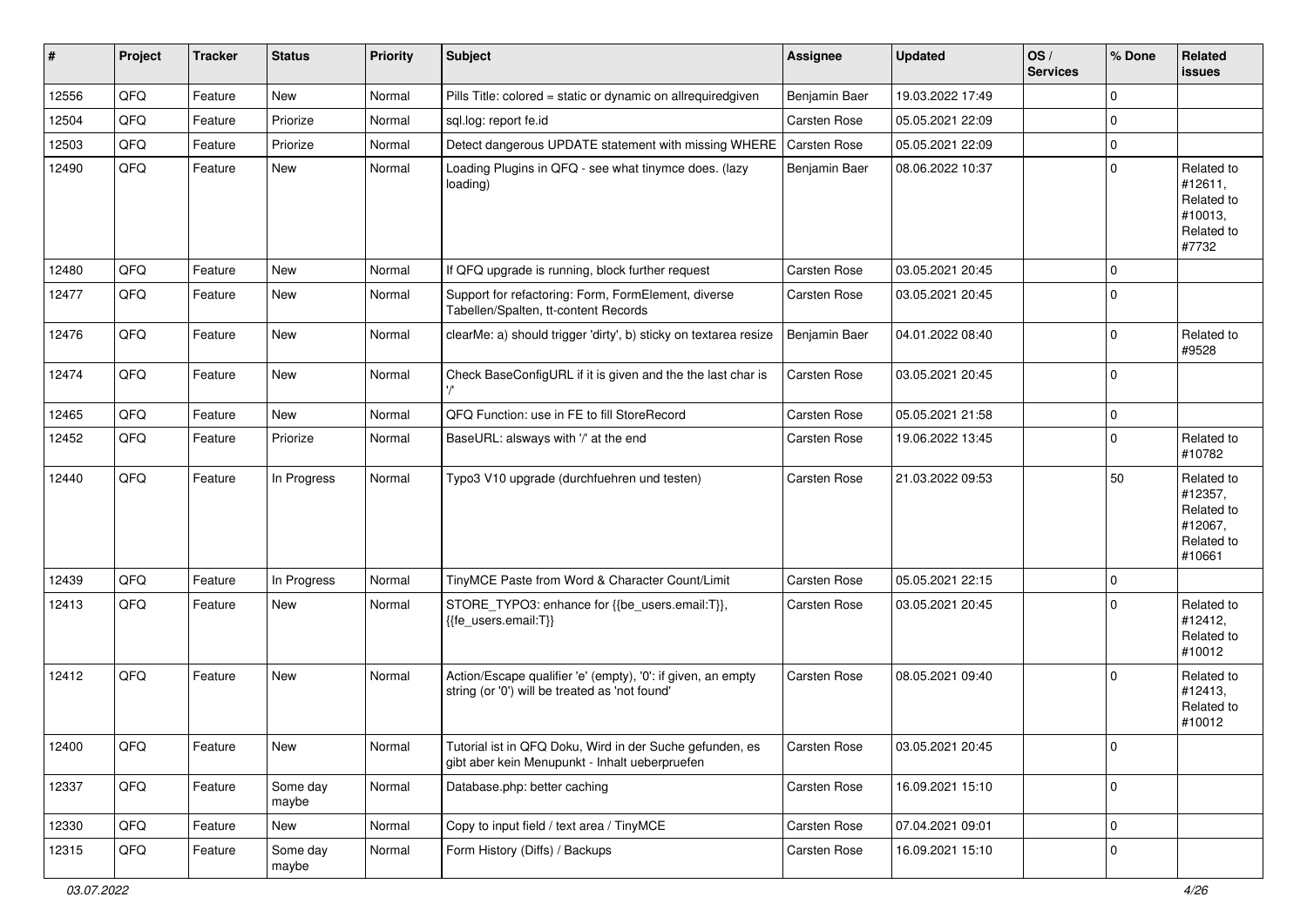| # | Project | Tracker | Status | Priority | Subject | Assignee | Updated | OS / Services | % Done | Related issues |
|---|---|---|---|---|---|---|---|---|---|---|
| 12556 | QFQ | Feature | New | Normal | Pills Title: colored = static or dynamic on allrequiredgiven | Benjamin Baer | 19.03.2022 17:49 | | 0 | |
| 12504 | QFQ | Feature | Priorize | Normal | sql.log: report fe.id | Carsten Rose | 05.05.2021 22:09 | | 0 | |
| 12503 | QFQ | Feature | Priorize | Normal | Detect dangerous UPDATE statement with missing WHERE | Carsten Rose | 05.05.2021 22:09 | | 0 | |
| 12490 | QFQ | Feature | New | Normal | Loading Plugins in QFQ - see what tinymce does. (lazy loading) | Benjamin Baer | 08.06.2022 10:37 | | 0 | Related to #12611, Related to #10013, Related to #7732 |
| 12480 | QFQ | Feature | New | Normal | If QFQ upgrade is running, block further request | Carsten Rose | 03.05.2021 20:45 | | 0 | |
| 12477 | QFQ | Feature | New | Normal | Support for refactoring: Form, FormElement, diverse Tabellen/Spalten, tt-content Records | Carsten Rose | 03.05.2021 20:45 | | 0 | |
| 12476 | QFQ | Feature | New | Normal | clearMe: a) should trigger 'dirty', b) sticky on textarea resize | Benjamin Baer | 04.01.2022 08:40 | | 0 | Related to #9528 |
| 12474 | QFQ | Feature | New | Normal | Check BaseConfigURL if it is given and the the last char is '/' | Carsten Rose | 03.05.2021 20:45 | | 0 | |
| 12465 | QFQ | Feature | New | Normal | QFQ Function: use in FE to fill StoreRecord | Carsten Rose | 05.05.2021 21:58 | | 0 | |
| 12452 | QFQ | Feature | Priorize | Normal | BaseURL: alsways with '/' at the end | Carsten Rose | 19.06.2022 13:45 | | 0 | Related to #10782 |
| 12440 | QFQ | Feature | In Progress | Normal | Typo3 V10 upgrade (durchfuehren und testen) | Carsten Rose | 21.03.2022 09:53 | | 50 | Related to #12357, Related to #12067, Related to #10661 |
| 12439 | QFQ | Feature | In Progress | Normal | TinyMCE Paste from Word & Character Count/Limit | Carsten Rose | 05.05.2021 22:15 | | 0 | |
| 12413 | QFQ | Feature | New | Normal | STORE_TYPO3: enhance for {{be_users.email:T}}, {{fe_users.email:T}} | Carsten Rose | 03.05.2021 20:45 | | 0 | Related to #12412, Related to #10012 |
| 12412 | QFQ | Feature | New | Normal | Action/Escape qualifier 'e' (empty), '0': if given, an empty string (or '0') will be treated as 'not found' | Carsten Rose | 08.05.2021 09:40 | | 0 | Related to #12413, Related to #10012 |
| 12400 | QFQ | Feature | New | Normal | Tutorial ist in QFQ Doku, Wird in der Suche gefunden, es gibt aber kein Menupunkt - Inhalt ueberpruefen | Carsten Rose | 03.05.2021 20:45 | | 0 | |
| 12337 | QFQ | Feature | Some day maybe | Normal | Database.php: better caching | Carsten Rose | 16.09.2021 15:10 | | 0 | |
| 12330 | QFQ | Feature | New | Normal | Copy to input field / text area / TinyMCE | Carsten Rose | 07.04.2021 09:01 | | 0 | |
| 12315 | QFQ | Feature | Some day maybe | Normal | Form History (Diffs) / Backups | Carsten Rose | 16.09.2021 15:10 | | 0 | |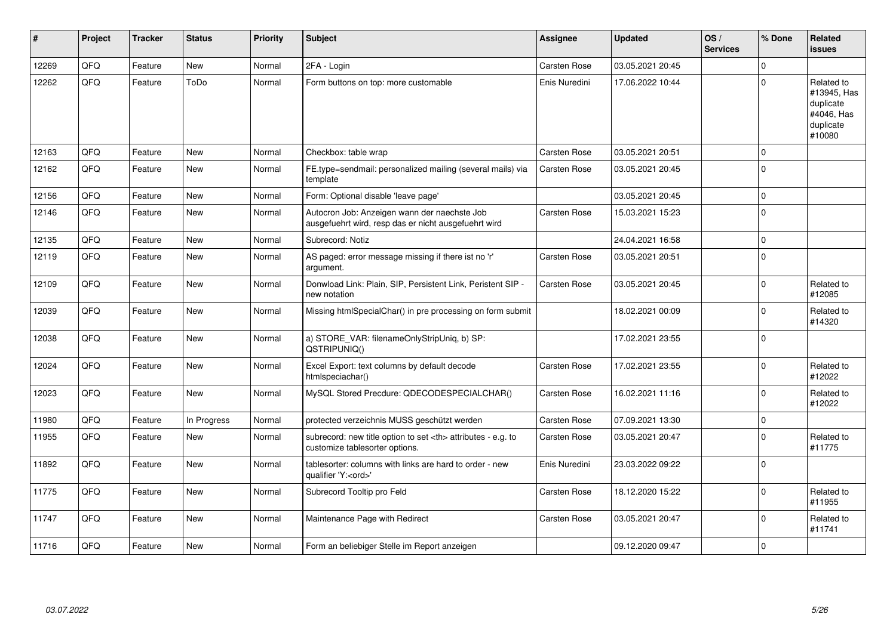| # | Project | Tracker | Status | Priority | Subject | Assignee | Updated | OS / Services | % Done | Related issues |
|---|---|---|---|---|---|---|---|---|---|---|
| 12269 | QFQ | Feature | New | Normal | 2FA - Login | Carsten Rose | 03.05.2021 20:45 | | 0 | |
| 12262 | QFQ | Feature | ToDo | Normal | Form buttons on top: more customable | Enis Nuredini | 17.06.2022 10:44 | | 0 | Related to #13945, Has duplicate #4046, Has duplicate #10080 |
| 12163 | QFQ | Feature | New | Normal | Checkbox: table wrap | Carsten Rose | 03.05.2021 20:51 | | 0 | |
| 12162 | QFQ | Feature | New | Normal | FE.type=sendmail: personalized mailing (several mails) via template | Carsten Rose | 03.05.2021 20:45 | | 0 | |
| 12156 | QFQ | Feature | New | Normal | Form: Optional disable 'leave page' | | 03.05.2021 20:45 | | 0 | |
| 12146 | QFQ | Feature | New | Normal | Autocron Job: Anzeigen wann der naechste Job ausgefuehrt wird, resp das er nicht ausgefuehrt wird | Carsten Rose | 15.03.2021 15:23 | | 0 | |
| 12135 | QFQ | Feature | New | Normal | Subrecord: Notiz | | 24.04.2021 16:58 | | 0 | |
| 12119 | QFQ | Feature | New | Normal | AS paged: error message missing if there ist no 'r' argument. | Carsten Rose | 03.05.2021 20:51 | | 0 | |
| 12109 | QFQ | Feature | New | Normal | Donwload Link: Plain, SIP, Persistent Link, Peristent SIP - new notation | Carsten Rose | 03.05.2021 20:45 | | 0 | Related to #12085 |
| 12039 | QFQ | Feature | New | Normal | Missing htmlSpecialChar() in pre processing on form submit | | 18.02.2021 00:09 | | 0 | Related to #14320 |
| 12038 | QFQ | Feature | New | Normal | a) STORE_VAR: filenameOnlyStripUniq, b) SP: QSTRIPUNIQ() | | 17.02.2021 23:55 | | 0 | |
| 12024 | QFQ | Feature | New | Normal | Excel Export: text columns by default decode htmlspeciachar() | Carsten Rose | 17.02.2021 23:55 | | 0 | Related to #12022 |
| 12023 | QFQ | Feature | New | Normal | MySQL Stored Precdure: QDECODESPECIALCHAR() | Carsten Rose | 16.02.2021 11:16 | | 0 | Related to #12022 |
| 11980 | QFQ | Feature | In Progress | Normal | protected verzeichnis MUSS geschützt werden | Carsten Rose | 07.09.2021 13:30 | | 0 | |
| 11955 | QFQ | Feature | New | Normal | subrecord: new title option to set <th> attributes - e.g. to customize tablesorter options. | Carsten Rose | 03.05.2021 20:47 | | 0 | Related to #11775 |
| 11892 | QFQ | Feature | New | Normal | tablesorter: columns with links are hard to order - new qualifier 'Y:<ord>' | Enis Nuredini | 23.03.2022 09:22 | | 0 | |
| 11775 | QFQ | Feature | New | Normal | Subrecord Tooltip pro Feld | Carsten Rose | 18.12.2020 15:22 | | 0 | Related to #11955 |
| 11747 | QFQ | Feature | New | Normal | Maintenance Page with Redirect | Carsten Rose | 03.05.2021 20:47 | | 0 | Related to #11741 |
| 11716 | QFQ | Feature | New | Normal | Form an beliebiger Stelle im Report anzeigen | | 09.12.2020 09:47 | | 0 | |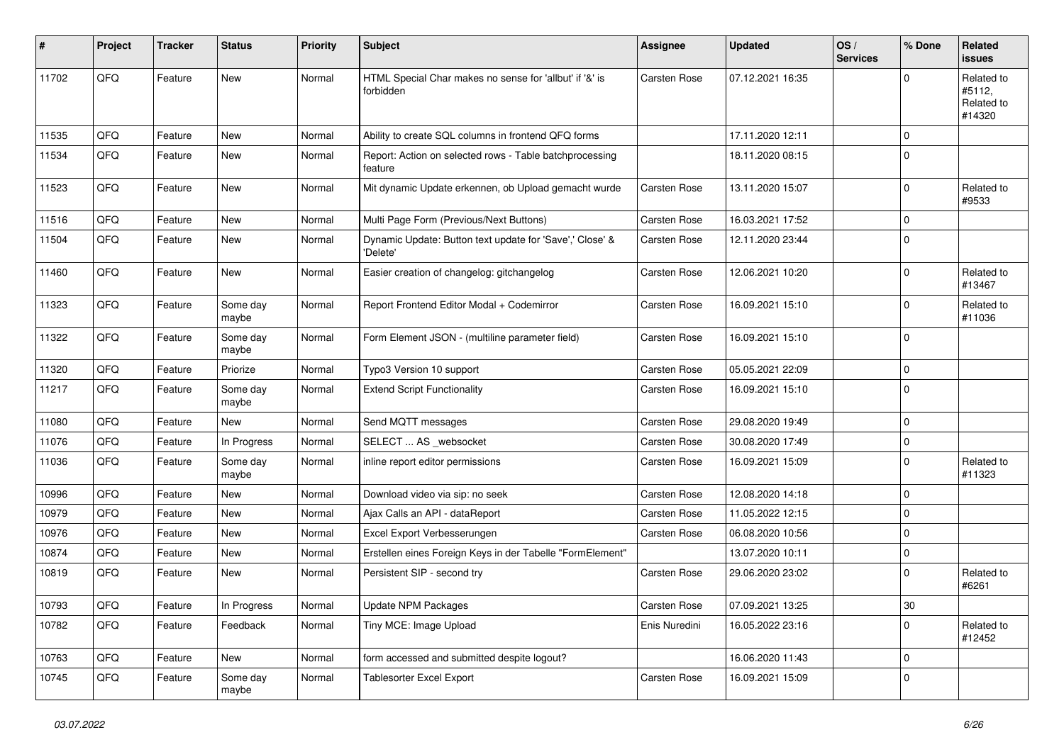| # | Project | Tracker | Status | Priority | Subject | Assignee | Updated | OS / Services | % Done | Related issues |
|---|---|---|---|---|---|---|---|---|---|---|
| 11702 | QFQ | Feature | New | Normal | HTML Special Char makes no sense for 'allbut' if '&' is forbidden | Carsten Rose | 07.12.2021 16:35 | | 0 | Related to #5112, Related to #14320 |
| 11535 | QFQ | Feature | New | Normal | Ability to create SQL columns in frontend QFQ forms | | 17.11.2020 12:11 | | 0 | |
| 11534 | QFQ | Feature | New | Normal | Report: Action on selected rows - Table batchprocessing feature | | 18.11.2020 08:15 | | 0 | |
| 11523 | QFQ | Feature | New | Normal | Mit dynamic Update erkennen, ob Upload gemacht wurde | Carsten Rose | 13.11.2020 15:07 | | 0 | Related to #9533 |
| 11516 | QFQ | Feature | New | Normal | Multi Page Form (Previous/Next Buttons) | Carsten Rose | 16.03.2021 17:52 | | 0 | |
| 11504 | QFQ | Feature | New | Normal | Dynamic Update: Button text update for 'Save',' Close' & 'Delete' | Carsten Rose | 12.11.2020 23:44 | | 0 | |
| 11460 | QFQ | Feature | New | Normal | Easier creation of changelog: gitchangelog | Carsten Rose | 12.06.2021 10:20 | | 0 | Related to #13467 |
| 11323 | QFQ | Feature | Some day maybe | Normal | Report Frontend Editor Modal + Codemirror | Carsten Rose | 16.09.2021 15:10 | | 0 | Related to #11036 |
| 11322 | QFQ | Feature | Some day maybe | Normal | Form Element JSON - (multiline parameter field) | Carsten Rose | 16.09.2021 15:10 | | 0 | |
| 11320 | QFQ | Feature | Priorize | Normal | Typo3 Version 10 support | Carsten Rose | 05.05.2021 22:09 | | 0 | |
| 11217 | QFQ | Feature | Some day maybe | Normal | Extend Script Functionality | Carsten Rose | 16.09.2021 15:10 | | 0 | |
| 11080 | QFQ | Feature | New | Normal | Send MQTT messages | Carsten Rose | 29.08.2020 19:49 | | 0 | |
| 11076 | QFQ | Feature | In Progress | Normal | SELECT ... AS _websocket | Carsten Rose | 30.08.2020 17:49 | | 0 | |
| 11036 | QFQ | Feature | Some day maybe | Normal | inline report editor permissions | Carsten Rose | 16.09.2021 15:09 | | 0 | Related to #11323 |
| 10996 | QFQ | Feature | New | Normal | Download video via sip: no seek | Carsten Rose | 12.08.2020 14:18 | | 0 | |
| 10979 | QFQ | Feature | New | Normal | Ajax Calls an API - dataReport | Carsten Rose | 11.05.2022 12:15 | | 0 | |
| 10976 | QFQ | Feature | New | Normal | Excel Export Verbesserungen | Carsten Rose | 06.08.2020 10:56 | | 0 | |
| 10874 | QFQ | Feature | New | Normal | Erstellen eines Foreign Keys in der Tabelle "FormElement" | | 13.07.2020 10:11 | | 0 | |
| 10819 | QFQ | Feature | New | Normal | Persistent SIP - second try | Carsten Rose | 29.06.2020 23:02 | | 0 | Related to #6261 |
| 10793 | QFQ | Feature | In Progress | Normal | Update NPM Packages | Carsten Rose | 07.09.2021 13:25 | | 30 | |
| 10782 | QFQ | Feature | Feedback | Normal | Tiny MCE: Image Upload | Enis Nuredini | 16.05.2022 23:16 | | 0 | Related to #12452 |
| 10763 | QFQ | Feature | New | Normal | form accessed and submitted despite logout? | | 16.06.2020 11:43 | | 0 | |
| 10745 | QFQ | Feature | Some day maybe | Normal | Tablesorter Excel Export | Carsten Rose | 16.09.2021 15:09 | | 0 | |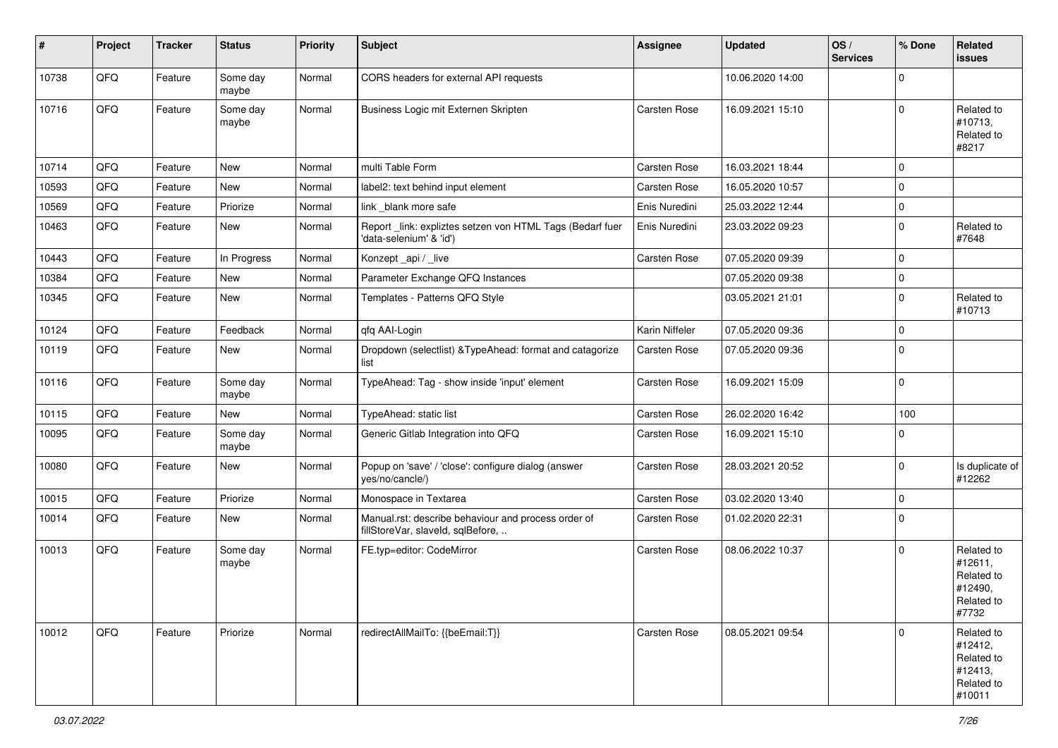| # | Project | Tracker | Status | Priority | Subject | Assignee | Updated | OS / Services | % Done | Related issues |
|---|---|---|---|---|---|---|---|---|---|---|
| 10738 | QFQ | Feature | Some day maybe | Normal | CORS headers for external API requests | | 10.06.2020 14:00 | | 0 | |
| 10716 | QFQ | Feature | Some day maybe | Normal | Business Logic mit Externen Skripten | Carsten Rose | 16.09.2021 15:10 | | 0 | Related to #10713, Related to #8217 |
| 10714 | QFQ | Feature | New | Normal | multi Table Form | Carsten Rose | 16.03.2021 18:44 | | 0 | |
| 10593 | QFQ | Feature | New | Normal | label2: text behind input element | Carsten Rose | 16.05.2020 10:57 | | 0 | |
| 10569 | QFQ | Feature | Priorize | Normal | link _blank more safe | Enis Nuredini | 25.03.2022 12:44 | | 0 | |
| 10463 | QFQ | Feature | New | Normal | Report _link: expliztes setzen von HTML Tags (Bedarf fuer 'data-selenium' & 'id') | Enis Nuredini | 23.03.2022 09:23 | | 0 | Related to #7648 |
| 10443 | QFQ | Feature | In Progress | Normal | Konzept _api / _live | Carsten Rose | 07.05.2020 09:39 | | 0 | |
| 10384 | QFQ | Feature | New | Normal | Parameter Exchange QFQ Instances | | 07.05.2020 09:38 | | 0 | |
| 10345 | QFQ | Feature | New | Normal | Templates - Patterns QFQ Style | | 03.05.2021 21:01 | | 0 | Related to #10713 |
| 10124 | QFQ | Feature | Feedback | Normal | qfq AAI-Login | Karin Niffeler | 07.05.2020 09:36 | | 0 | |
| 10119 | QFQ | Feature | New | Normal | Dropdown (selectlist) &TypeAhead: format and catagorize list | Carsten Rose | 07.05.2020 09:36 | | 0 | |
| 10116 | QFQ | Feature | Some day maybe | Normal | TypeAhead: Tag - show inside 'input' element | Carsten Rose | 16.09.2021 15:09 | | 0 | |
| 10115 | QFQ | Feature | New | Normal | TypeAhead: static list | Carsten Rose | 26.02.2020 16:42 | | 100 | |
| 10095 | QFQ | Feature | Some day maybe | Normal | Generic Gitlab Integration into QFQ | Carsten Rose | 16.09.2021 15:10 | | 0 | |
| 10080 | QFQ | Feature | New | Normal | Popup on 'save' / 'close': configure dialog (answer yes/no/cancle/) | Carsten Rose | 28.03.2021 20:52 | | 0 | Is duplicate of #12262 |
| 10015 | QFQ | Feature | Priorize | Normal | Monospace in Textarea | Carsten Rose | 03.02.2020 13:40 | | 0 | |
| 10014 | QFQ | Feature | New | Normal | Manual.rst: describe behaviour and process order of fillStoreVar, slaveId, sqlBefore, .. | Carsten Rose | 01.02.2020 22:31 | | 0 | |
| 10013 | QFQ | Feature | Some day maybe | Normal | FE.typ=editor: CodeMirror | Carsten Rose | 08.06.2022 10:37 | | 0 | Related to #12611, Related to #12490, Related to #7732 |
| 10012 | QFQ | Feature | Priorize | Normal | redirectAllMailTo: {{beEmail:T}} | Carsten Rose | 08.05.2021 09:54 | | 0 | Related to #12412, Related to #12413, Related to #10011 |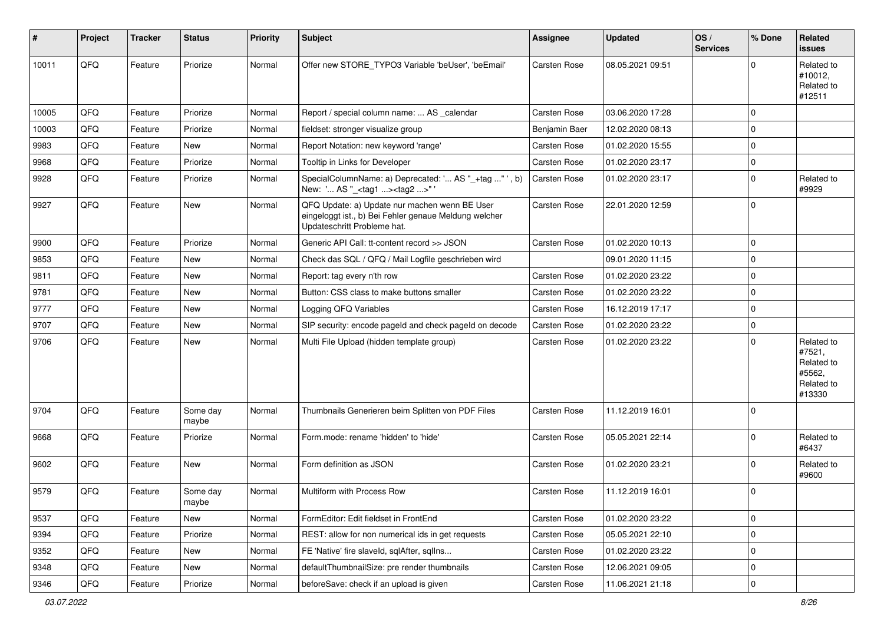| # | Project | Tracker | Status | Priority | Subject | Assignee | Updated | OS / Services | % Done | Related issues |
|---|---|---|---|---|---|---|---|---|---|---|
| 10011 | QFQ | Feature | Priorize | Normal | Offer new STORE_TYPO3 Variable 'beUser', 'beEmail' | Carsten Rose | 08.05.2021 09:51 | | 0 | Related to #10012, Related to #12511 |
| 10005 | QFQ | Feature | Priorize | Normal | Report / special column name: ... AS _calendar | Carsten Rose | 03.06.2020 17:28 | | 0 | |
| 10003 | QFQ | Feature | Priorize | Normal | fieldset: stronger visualize group | Benjamin Baer | 12.02.2020 08:13 | | 0 | |
| 9983 | QFQ | Feature | New | Normal | Report Notation: new keyword 'range' | Carsten Rose | 01.02.2020 15:55 | | 0 | |
| 9968 | QFQ | Feature | Priorize | Normal | Tooltip in Links for Developer | Carsten Rose | 01.02.2020 23:17 | | 0 | |
| 9928 | QFQ | Feature | Priorize | Normal | SpecialColumnName: a) Deprecated: '... AS "_+tag ..." ', b) New: '... AS "_<tag1 ...><tag2 ...>" ' | Carsten Rose | 01.02.2020 23:17 | | 0 | Related to #9929 |
| 9927 | QFQ | Feature | New | Normal | QFQ Update: a) Update nur machen wenn BE User eingeloggt ist., b) Bei Fehler genaue Meldung welcher Updateschritt Probleme hat. | Carsten Rose | 22.01.2020 12:59 | | 0 | |
| 9900 | QFQ | Feature | Priorize | Normal | Generic API Call: tt-content record >> JSON | Carsten Rose | 01.02.2020 10:13 | | 0 | |
| 9853 | QFQ | Feature | New | Normal | Check das SQL / QFQ / Mail Logfile geschrieben wird | | 09.01.2020 11:15 | | 0 | |
| 9811 | QFQ | Feature | New | Normal | Report: tag every n'th row | Carsten Rose | 01.02.2020 23:22 | | 0 | |
| 9781 | QFQ | Feature | New | Normal | Button: CSS class to make buttons smaller | Carsten Rose | 01.02.2020 23:22 | | 0 | |
| 9777 | QFQ | Feature | New | Normal | Logging QFQ Variables | Carsten Rose | 16.12.2019 17:17 | | 0 | |
| 9707 | QFQ | Feature | New | Normal | SIP security: encode pageId and check pageId on decode | Carsten Rose | 01.02.2020 23:22 | | 0 | |
| 9706 | QFQ | Feature | New | Normal | Multi File Upload (hidden template group) | Carsten Rose | 01.02.2020 23:22 | | 0 | Related to #7521, Related to #5562, Related to #13330 |
| 9704 | QFQ | Feature | Some day maybe | Normal | Thumbnails Generieren beim Splitten von PDF Files | Carsten Rose | 11.12.2019 16:01 | | 0 | |
| 9668 | QFQ | Feature | Priorize | Normal | Form.mode: rename 'hidden' to 'hide' | Carsten Rose | 05.05.2021 22:14 | | 0 | Related to #6437 |
| 9602 | QFQ | Feature | New | Normal | Form definition as JSON | Carsten Rose | 01.02.2020 23:21 | | 0 | Related to #9600 |
| 9579 | QFQ | Feature | Some day maybe | Normal | Multiform with Process Row | Carsten Rose | 11.12.2019 16:01 | | 0 | |
| 9537 | QFQ | Feature | New | Normal | FormEditor: Edit fieldset in FrontEnd | Carsten Rose | 01.02.2020 23:22 | | 0 | |
| 9394 | QFQ | Feature | Priorize | Normal | REST: allow for non numerical ids in get requests | Carsten Rose | 05.05.2021 22:10 | | 0 | |
| 9352 | QFQ | Feature | New | Normal | FE 'Native' fire slaveId, sqlAfter, sqlIns... | Carsten Rose | 01.02.2020 23:22 | | 0 | |
| 9348 | QFQ | Feature | New | Normal | defaultThumbnailSize: pre render thumbnails | Carsten Rose | 12.06.2021 09:05 | | 0 | |
| 9346 | QFQ | Feature | Priorize | Normal | beforeSave: check if an upload is given | Carsten Rose | 11.06.2021 21:18 | | 0 | |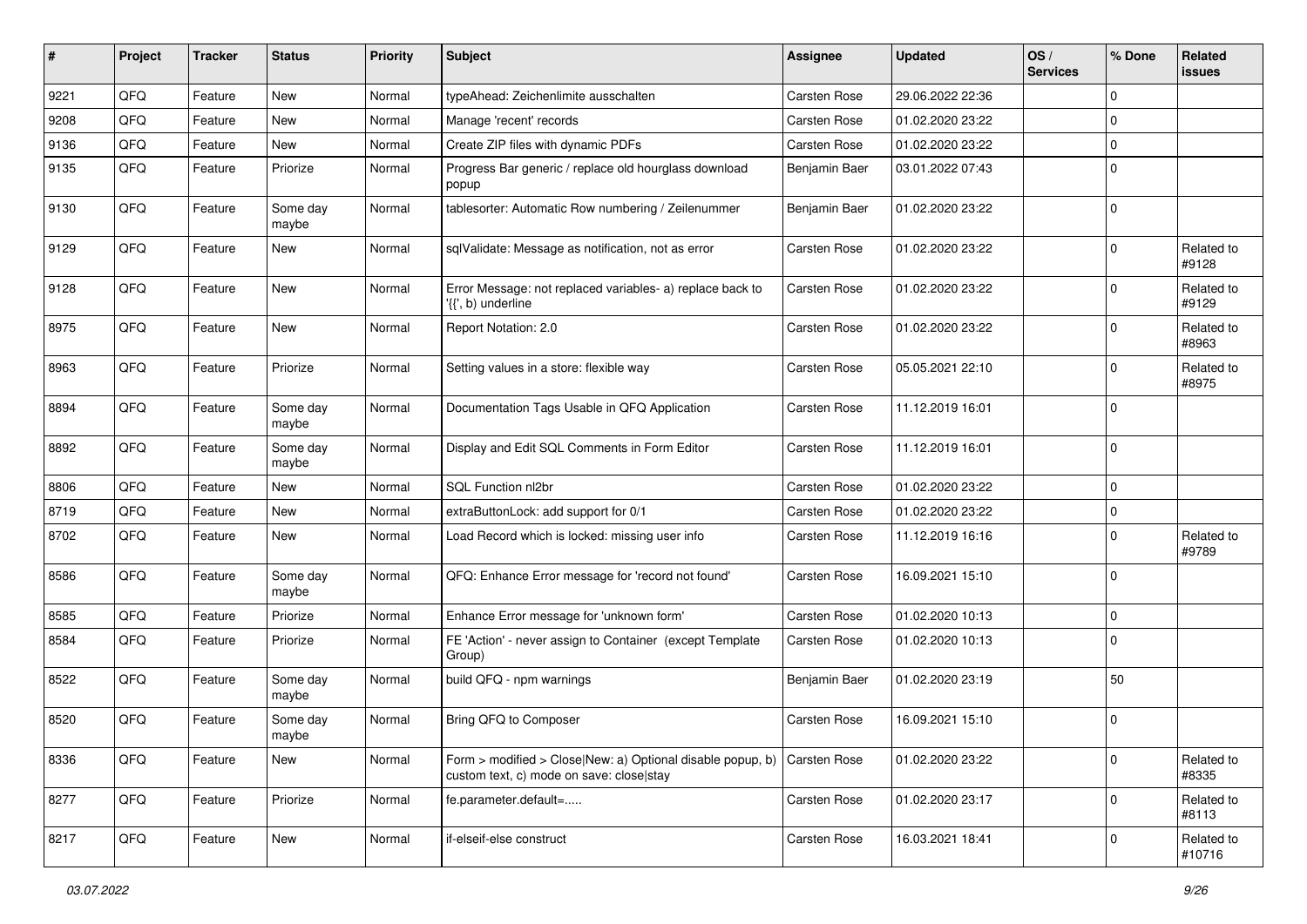| # | Project | Tracker | Status | Priority | Subject | Assignee | Updated | OS / Services | % Done | Related issues |
|---|---|---|---|---|---|---|---|---|---|---|
| 9221 | QFQ | Feature | New | Normal | typeAhead: Zeichenlimite ausschalten | Carsten Rose | 29.06.2022 22:36 | | 0 | |
| 9208 | QFQ | Feature | New | Normal | Manage 'recent' records | Carsten Rose | 01.02.2020 23:22 | | 0 | |
| 9136 | QFQ | Feature | New | Normal | Create ZIP files with dynamic PDFs | Carsten Rose | 01.02.2020 23:22 | | 0 | |
| 9135 | QFQ | Feature | Priorize | Normal | Progress Bar generic / replace old hourglass download popup | Benjamin Baer | 03.01.2022 07:43 | | 0 | |
| 9130 | QFQ | Feature | Some day maybe | Normal | tablesorter: Automatic Row numbering / Zeilenummer | Benjamin Baer | 01.02.2020 23:22 | | 0 | |
| 9129 | QFQ | Feature | New | Normal | sqlValidate: Message as notification, not as error | Carsten Rose | 01.02.2020 23:22 | | 0 | Related to #9128 |
| 9128 | QFQ | Feature | New | Normal | Error Message: not replaced variables- a) replace back to '{{', b) underline | Carsten Rose | 01.02.2020 23:22 | | 0 | Related to #9129 |
| 8975 | QFQ | Feature | New | Normal | Report Notation: 2.0 | Carsten Rose | 01.02.2020 23:22 | | 0 | Related to #8963 |
| 8963 | QFQ | Feature | Priorize | Normal | Setting values in a store: flexible way | Carsten Rose | 05.05.2021 22:10 | | 0 | Related to #8975 |
| 8894 | QFQ | Feature | Some day maybe | Normal | Documentation Tags Usable in QFQ Application | Carsten Rose | 11.12.2019 16:01 | | 0 | |
| 8892 | QFQ | Feature | Some day maybe | Normal | Display and Edit SQL Comments in Form Editor | Carsten Rose | 11.12.2019 16:01 | | 0 | |
| 8806 | QFQ | Feature | New | Normal | SQL Function nl2br | Carsten Rose | 01.02.2020 23:22 | | 0 | |
| 8719 | QFQ | Feature | New | Normal | extraButtonLock: add support for 0/1 | Carsten Rose | 01.02.2020 23:22 | | 0 | |
| 8702 | QFQ | Feature | New | Normal | Load Record which is locked: missing user info | Carsten Rose | 11.12.2019 16:16 | | 0 | Related to #9789 |
| 8586 | QFQ | Feature | Some day maybe | Normal | QFQ: Enhance Error message for 'record not found' | Carsten Rose | 16.09.2021 15:10 | | 0 | |
| 8585 | QFQ | Feature | Priorize | Normal | Enhance Error message for 'unknown form' | Carsten Rose | 01.02.2020 10:13 | | 0 | |
| 8584 | QFQ | Feature | Priorize | Normal | FE 'Action' - never assign to Container (except Template Group) | Carsten Rose | 01.02.2020 10:13 | | 0 | |
| 8522 | QFQ | Feature | Some day maybe | Normal | build QFQ - npm warnings | Benjamin Baer | 01.02.2020 23:19 | | 50 | |
| 8520 | QFQ | Feature | Some day maybe | Normal | Bring QFQ to Composer | Carsten Rose | 16.09.2021 15:10 | | 0 | |
| 8336 | QFQ | Feature | New | Normal | Form > modified > Close\|New: a) Optional disable popup, b) custom text, c) mode on save: close\|stay | Carsten Rose | 01.02.2020 23:22 | | 0 | Related to #8335 |
| 8277 | QFQ | Feature | Priorize | Normal | fe.parameter.default=..... | Carsten Rose | 01.02.2020 23:17 | | 0 | Related to #8113 |
| 8217 | QFQ | Feature | New | Normal | if-elseif-else construct | Carsten Rose | 16.03.2021 18:41 | | 0 | Related to #10716 |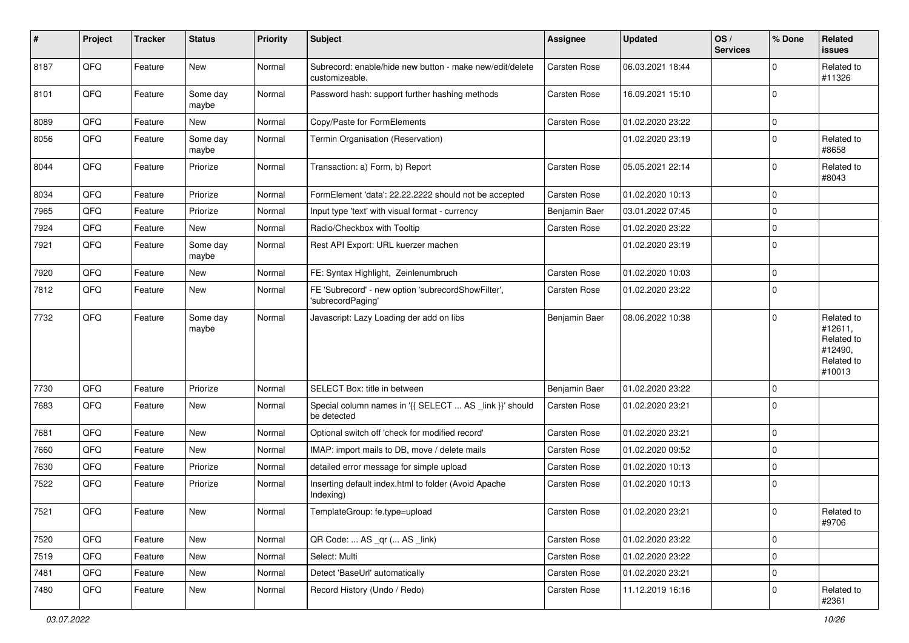| # | Project | Tracker | Status | Priority | Subject | Assignee | Updated | OS / Services | % Done | Related issues |
|---|---|---|---|---|---|---|---|---|---|---|
| 8187 | QFQ | Feature | New | Normal | Subrecord: enable/hide new button - make new/edit/delete customizeable. | Carsten Rose | 06.03.2021 18:44 | | 0 | Related to #11326 |
| 8101 | QFQ | Feature | Some day maybe | Normal | Password hash: support further hashing methods | Carsten Rose | 16.09.2021 15:10 | | 0 | |
| 8089 | QFQ | Feature | New | Normal | Copy/Paste for FormElements | Carsten Rose | 01.02.2020 23:22 | | 0 | |
| 8056 | QFQ | Feature | Some day maybe | Normal | Termin Organisation (Reservation) | | 01.02.2020 23:19 | | 0 | Related to #8658 |
| 8044 | QFQ | Feature | Priorize | Normal | Transaction: a) Form, b) Report | Carsten Rose | 05.05.2021 22:14 | | 0 | Related to #8043 |
| 8034 | QFQ | Feature | Priorize | Normal | FormElement 'data': 22.22.2222 should not be accepted | Carsten Rose | 01.02.2020 10:13 | | 0 | |
| 7965 | QFQ | Feature | Priorize | Normal | Input type 'text' with visual format - currency | Benjamin Baer | 03.01.2022 07:45 | | 0 | |
| 7924 | QFQ | Feature | New | Normal | Radio/Checkbox with Tooltip | Carsten Rose | 01.02.2020 23:22 | | 0 | |
| 7921 | QFQ | Feature | Some day maybe | Normal | Rest API Export: URL kuerzer machen | | 01.02.2020 23:19 | | 0 | |
| 7920 | QFQ | Feature | New | Normal | FE: Syntax Highlight, Zeinlenumbruch | Carsten Rose | 01.02.2020 10:03 | | 0 | |
| 7812 | QFQ | Feature | New | Normal | FE 'Subrecord' - new option 'subrecordShowFilter', 'subrecordPaging' | Carsten Rose | 01.02.2020 23:22 | | 0 | |
| 7732 | QFQ | Feature | Some day maybe | Normal | Javascript: Lazy Loading der add on libs | Benjamin Baer | 08.06.2022 10:38 | | 0 | Related to #12611, Related to #12490, Related to #10013 |
| 7730 | QFQ | Feature | Priorize | Normal | SELECT Box: title in between | Benjamin Baer | 01.02.2020 23:22 | | 0 | |
| 7683 | QFQ | Feature | New | Normal | Special column names in '{{ SELECT ... AS _link }}' should be detected | Carsten Rose | 01.02.2020 23:21 | | 0 | |
| 7681 | QFQ | Feature | New | Normal | Optional switch off 'check for modified record' | Carsten Rose | 01.02.2020 23:21 | | 0 | |
| 7660 | QFQ | Feature | New | Normal | IMAP: import mails to DB, move / delete mails | Carsten Rose | 01.02.2020 09:52 | | 0 | |
| 7630 | QFQ | Feature | Priorize | Normal | detailed error message for simple upload | Carsten Rose | 01.02.2020 10:13 | | 0 | |
| 7522 | QFQ | Feature | Priorize | Normal | Inserting default index.html to folder (Avoid Apache Indexing) | Carsten Rose | 01.02.2020 10:13 | | 0 | |
| 7521 | QFQ | Feature | New | Normal | TemplateGroup: fe.type=upload | Carsten Rose | 01.02.2020 23:21 | | 0 | Related to #9706 |
| 7520 | QFQ | Feature | New | Normal | QR Code: ... AS _qr ( ... AS _link) | Carsten Rose | 01.02.2020 23:22 | | 0 | |
| 7519 | QFQ | Feature | New | Normal | Select: Multi | Carsten Rose | 01.02.2020 23:22 | | 0 | |
| 7481 | QFQ | Feature | New | Normal | Detect 'BaseUrl' automatically | Carsten Rose | 01.02.2020 23:21 | | 0 | |
| 7480 | QFQ | Feature | New | Normal | Record History (Undo / Redo) | Carsten Rose | 11.12.2019 16:16 | | 0 | Related to #2361 |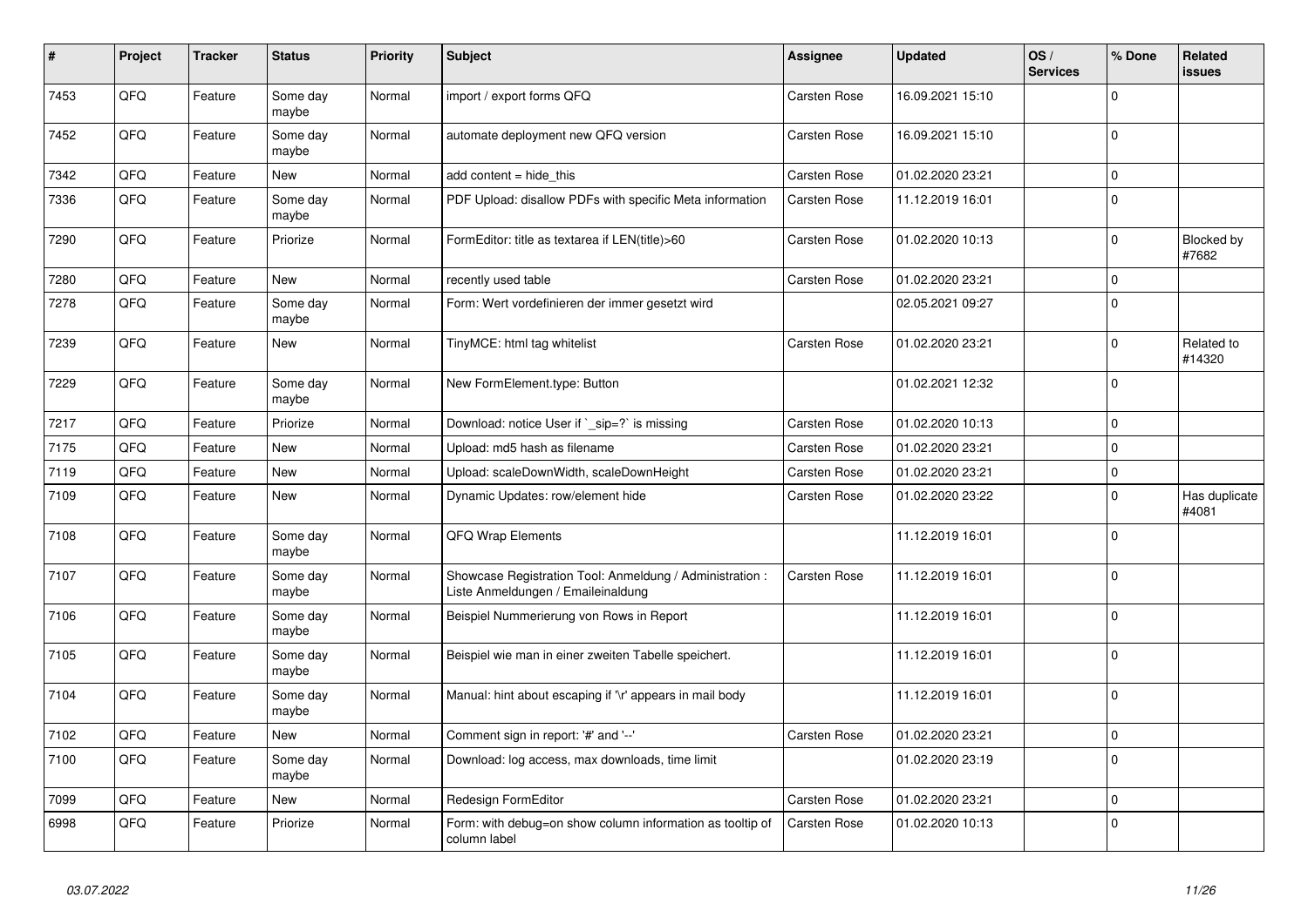| # | Project | Tracker | Status | Priority | Subject | Assignee | Updated | OS / Services | % Done | Related issues |
|---|---|---|---|---|---|---|---|---|---|---|
| 7453 | QFQ | Feature | Some day maybe | Normal | import / export forms QFQ | Carsten Rose | 16.09.2021 15:10 | | 0 | |
| 7452 | QFQ | Feature | Some day maybe | Normal | automate deployment new QFQ version | Carsten Rose | 16.09.2021 15:10 | | 0 | |
| 7342 | QFQ | Feature | New | Normal | add content = hide_this | Carsten Rose | 01.02.2020 23:21 | | 0 | |
| 7336 | QFQ | Feature | Some day maybe | Normal | PDF Upload: disallow PDFs with specific Meta information | Carsten Rose | 11.12.2019 16:01 | | 0 | |
| 7290 | QFQ | Feature | Priorize | Normal | FormEditor: title as textarea if LEN(title)>60 | Carsten Rose | 01.02.2020 10:13 | | 0 | Blocked by #7682 |
| 7280 | QFQ | Feature | New | Normal | recently used table | Carsten Rose | 01.02.2020 23:21 | | 0 | |
| 7278 | QFQ | Feature | Some day maybe | Normal | Form: Wert vordefinieren der immer gesetzt wird | | 02.05.2021 09:27 | | 0 | |
| 7239 | QFQ | Feature | New | Normal | TinyMCE: html tag whitelist | Carsten Rose | 01.02.2020 23:21 | | 0 | Related to #14320 |
| 7229 | QFQ | Feature | Some day maybe | Normal | New FormElement.type: Button | | 01.02.2021 12:32 | | 0 | |
| 7217 | QFQ | Feature | Priorize | Normal | Download: notice User if `_sip=?` is missing | Carsten Rose | 01.02.2020 10:13 | | 0 | |
| 7175 | QFQ | Feature | New | Normal | Upload: md5 hash as filename | Carsten Rose | 01.02.2020 23:21 | | 0 | |
| 7119 | QFQ | Feature | New | Normal | Upload: scaleDownWidth, scaleDownHeight | Carsten Rose | 01.02.2020 23:21 | | 0 | |
| 7109 | QFQ | Feature | New | Normal | Dynamic Updates: row/element hide | Carsten Rose | 01.02.2020 23:22 | | 0 | Has duplicate #4081 |
| 7108 | QFQ | Feature | Some day maybe | Normal | QFQ Wrap Elements | | 11.12.2019 16:01 | | 0 | |
| 7107 | QFQ | Feature | Some day maybe | Normal | Showcase Registration Tool: Anmeldung / Administration : Liste Anmeldungen / Emaileinaldung | Carsten Rose | 11.12.2019 16:01 | | 0 | |
| 7106 | QFQ | Feature | Some day maybe | Normal | Beispiel Nummerierung von Rows in Report | | 11.12.2019 16:01 | | 0 | |
| 7105 | QFQ | Feature | Some day maybe | Normal | Beispiel wie man in einer zweiten Tabelle speichert. | | 11.12.2019 16:01 | | 0 | |
| 7104 | QFQ | Feature | Some day maybe | Normal | Manual: hint about escaping if '\r' appears in mail body | | 11.12.2019 16:01 | | 0 | |
| 7102 | QFQ | Feature | New | Normal | Comment sign in report: '#' and '--' | Carsten Rose | 01.02.2020 23:21 | | 0 | |
| 7100 | QFQ | Feature | Some day maybe | Normal | Download: log access, max downloads, time limit | | 01.02.2020 23:19 | | 0 | |
| 7099 | QFQ | Feature | New | Normal | Redesign FormEditor | Carsten Rose | 01.02.2020 23:21 | | 0 | |
| 6998 | QFQ | Feature | Priorize | Normal | Form: with debug=on show column information as tooltip of column label | Carsten Rose | 01.02.2020 10:13 | | 0 | |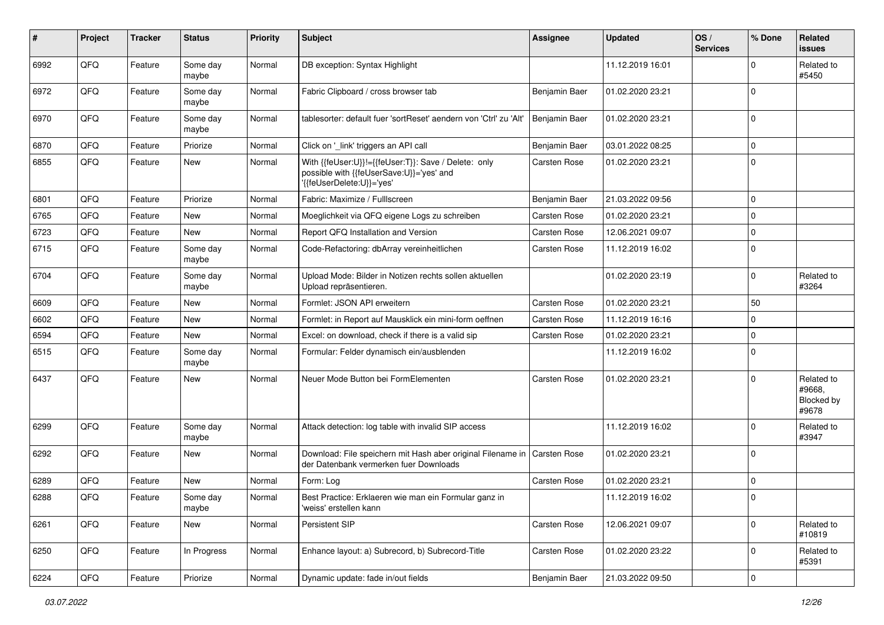| # | Project | Tracker | Status | Priority | Subject | Assignee | Updated | OS / Services | % Done | Related issues |
|---|---|---|---|---|---|---|---|---|---|---|
| 6992 | QFQ | Feature | Some day maybe | Normal | DB exception: Syntax Highlight | | 11.12.2019 16:01 | | 0 | Related to #5450 |
| 6972 | QFQ | Feature | Some day maybe | Normal | Fabric Clipboard / cross browser tab | Benjamin Baer | 01.02.2020 23:21 | | 0 | |
| 6970 | QFQ | Feature | Some day maybe | Normal | tablesorter: default fuer 'sortReset' aendern von 'Ctrl' zu 'Alt' | Benjamin Baer | 01.02.2020 23:21 | | 0 | |
| 6870 | QFQ | Feature | Priorize | Normal | Click on '_link' triggers an API call | Benjamin Baer | 03.01.2022 08:25 | | 0 | |
| 6855 | QFQ | Feature | New | Normal | With {{feUser:U}}!={{feUser:T}}: Save / Delete: only possible with {{feUserSave:U}}='yes' and '{{feUserDelete:U}}='yes' | Carsten Rose | 01.02.2020 23:21 | | 0 | |
| 6801 | QFQ | Feature | Priorize | Normal | Fabric: Maximize / Fulllscreen | Benjamin Baer | 21.03.2022 09:56 | | 0 | |
| 6765 | QFQ | Feature | New | Normal | Moeglichkeit via QFQ eigene Logs zu schreiben | Carsten Rose | 01.02.2020 23:21 | | 0 | |
| 6723 | QFQ | Feature | New | Normal | Report QFQ Installation and Version | Carsten Rose | 12.06.2021 09:07 | | 0 | |
| 6715 | QFQ | Feature | Some day maybe | Normal | Code-Refactoring: dbArray vereinheitlichen | Carsten Rose | 11.12.2019 16:02 | | 0 | |
| 6704 | QFQ | Feature | Some day maybe | Normal | Upload Mode: Bilder in Notizen rechts sollen aktuellen Upload repräsentieren. | | 01.02.2020 23:19 | | 0 | Related to #3264 |
| 6609 | QFQ | Feature | New | Normal | Formlet: JSON API erweitern | Carsten Rose | 01.02.2020 23:21 | | 50 | |
| 6602 | QFQ | Feature | New | Normal | Formlet: in Report auf Mausklick ein mini-form oeffnen | Carsten Rose | 11.12.2019 16:16 | | 0 | |
| 6594 | QFQ | Feature | New | Normal | Excel: on download, check if there is a valid sip | Carsten Rose | 01.02.2020 23:21 | | 0 | |
| 6515 | QFQ | Feature | Some day maybe | Normal | Formular: Felder dynamisch ein/ausblenden | | 11.12.2019 16:02 | | 0 | |
| 6437 | QFQ | Feature | New | Normal | Neuer Mode Button bei FormElementen | Carsten Rose | 01.02.2020 23:21 | | 0 | Related to #9668, Blocked by #9678 |
| 6299 | QFQ | Feature | Some day maybe | Normal | Attack detection: log table with invalid SIP access | | 11.12.2019 16:02 | | 0 | Related to #3947 |
| 6292 | QFQ | Feature | New | Normal | Download: File speichern mit Hash aber original Filename in der Datenbank vermerken fuer Downloads | Carsten Rose | 01.02.2020 23:21 | | 0 | |
| 6289 | QFQ | Feature | New | Normal | Form: Log | Carsten Rose | 01.02.2020 23:21 | | 0 | |
| 6288 | QFQ | Feature | Some day maybe | Normal | Best Practice: Erklaeren wie man ein Formular ganz in 'weiss' erstellen kann | | 11.12.2019 16:02 | | 0 | |
| 6261 | QFQ | Feature | New | Normal | Persistent SIP | Carsten Rose | 12.06.2021 09:07 | | 0 | Related to #10819 |
| 6250 | QFQ | Feature | In Progress | Normal | Enhance layout: a) Subrecord, b) Subrecord-Title | Carsten Rose | 01.02.2020 23:22 | | 0 | Related to #5391 |
| 6224 | QFQ | Feature | Priorize | Normal | Dynamic update: fade in/out fields | Benjamin Baer | 21.03.2022 09:50 | | 0 | |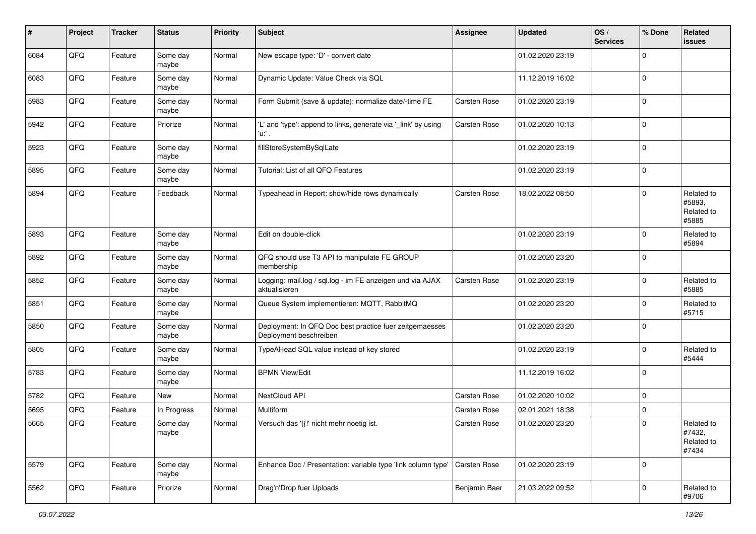| # | Project | Tracker | Status | Priority | Subject | Assignee | Updated | OS / Services | % Done | Related issues |
|---|---|---|---|---|---|---|---|---|---|---|
| 6084 | QFQ | Feature | Some day maybe | Normal | New escape type: 'D' - convert date | | 01.02.2020 23:19 | | 0 | |
| 6083 | QFQ | Feature | Some day maybe | Normal | Dynamic Update: Value Check via SQL | | 11.12.2019 16:02 | | 0 | |
| 5983 | QFQ | Feature | Some day maybe | Normal | Form Submit (save & update): normalize date/-time FE | Carsten Rose | 01.02.2020 23:19 | | 0 | |
| 5942 | QFQ | Feature | Priorize | Normal | 'L' and 'type': append to links, generate via '_link' by using 'u:' . | Carsten Rose | 01.02.2020 10:13 | | 0 | |
| 5923 | QFQ | Feature | Some day maybe | Normal | fillStoreSystemBySqlLate | | 01.02.2020 23:19 | | 0 | |
| 5895 | QFQ | Feature | Some day maybe | Normal | Tutorial: List of all QFQ Features | | 01.02.2020 23:19 | | 0 | |
| 5894 | QFQ | Feature | Feedback | Normal | Typeahead in Report: show/hide rows dynamically | Carsten Rose | 18.02.2022 08:50 | | 0 | Related to #5893, Related to #5885 |
| 5893 | QFQ | Feature | Some day maybe | Normal | Edit on double-click | | 01.02.2020 23:19 | | 0 | Related to #5894 |
| 5892 | QFQ | Feature | Some day maybe | Normal | QFQ should use T3 API to manipulate FE GROUP membership | | 01.02.2020 23:20 | | 0 | |
| 5852 | QFQ | Feature | Some day maybe | Normal | Logging: mail.log / sql.log - im FE anzeigen und via AJAX aktualisieren | Carsten Rose | 01.02.2020 23:19 | | 0 | Related to #5885 |
| 5851 | QFQ | Feature | Some day maybe | Normal | Queue System implementieren: MQTT, RabbitMQ | | 01.02.2020 23:20 | | 0 | Related to #5715 |
| 5850 | QFQ | Feature | Some day maybe | Normal | Deployment: In QFQ Doc best practice fuer zeitgemaesses Deployment beschreiben | | 01.02.2020 23:20 | | 0 | |
| 5805 | QFQ | Feature | Some day maybe | Normal | TypeAHead SQL value instead of key stored | | 01.02.2020 23:19 | | 0 | Related to #5444 |
| 5783 | QFQ | Feature | Some day maybe | Normal | BPMN View/Edit | | 11.12.2019 16:02 | | 0 | |
| 5782 | QFQ | Feature | New | Normal | NextCloud API | Carsten Rose | 01.02.2020 10:02 | | 0 | |
| 5695 | QFQ | Feature | In Progress | Normal | Multiform | Carsten Rose | 02.01.2021 18:38 | | 0 | |
| 5665 | QFQ | Feature | Some day maybe | Normal | Versuch das '{{!' nicht mehr noetig ist. | Carsten Rose | 01.02.2020 23:20 | | 0 | Related to #7432, Related to #7434 |
| 5579 | QFQ | Feature | Some day maybe | Normal | Enhance Doc / Presentation: variable type 'link column type' | Carsten Rose | 01.02.2020 23:19 | | 0 | |
| 5562 | QFQ | Feature | Priorize | Normal | Drag'n'Drop fuer Uploads | Benjamin Baer | 21.03.2022 09:52 | | 0 | Related to #9706 |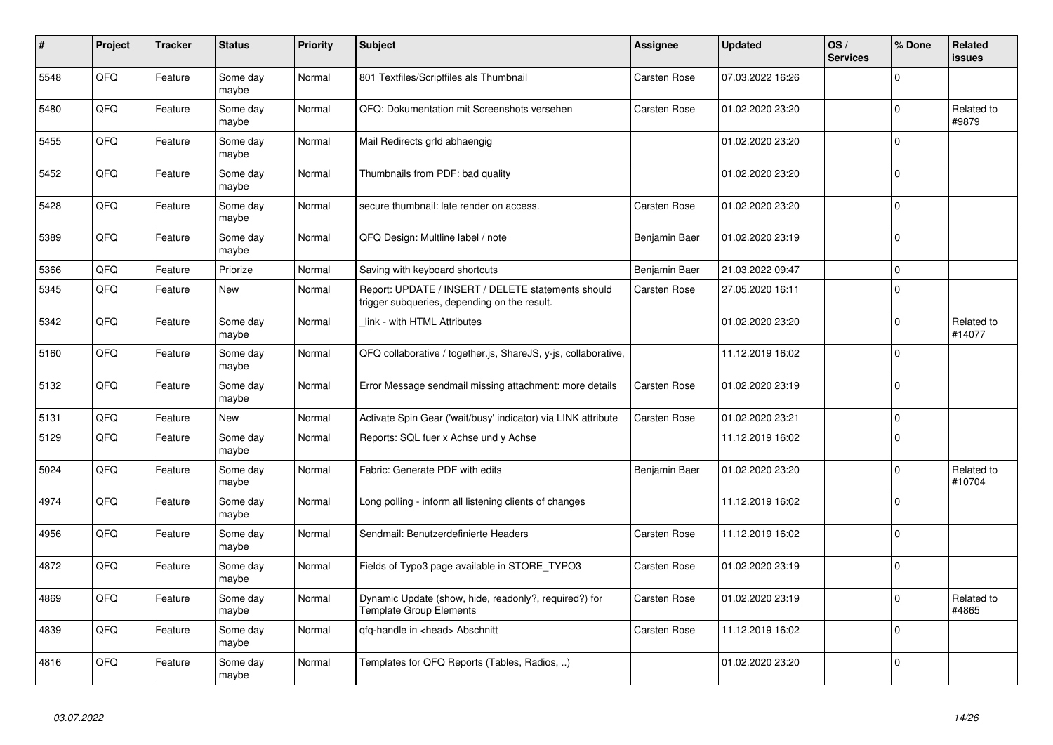| # | Project | Tracker | Status | Priority | Subject | Assignee | Updated | OS / Services | % Done | Related issues |
|---|---|---|---|---|---|---|---|---|---|---|
| 5548 | QFQ | Feature | Some day maybe | Normal | 801 Textfiles/Scriptfiles als Thumbnail | Carsten Rose | 07.03.2022 16:26 | | 0 | |
| 5480 | QFQ | Feature | Some day maybe | Normal | QFQ: Dokumentation mit Screenshots versehen | Carsten Rose | 01.02.2020 23:20 | | 0 | Related to #9879 |
| 5455 | QFQ | Feature | Some day maybe | Normal | Mail Redirects grId abhaengig | | 01.02.2020 23:20 | | 0 | |
| 5452 | QFQ | Feature | Some day maybe | Normal | Thumbnails from PDF: bad quality | | 01.02.2020 23:20 | | 0 | |
| 5428 | QFQ | Feature | Some day maybe | Normal | secure thumbnail: late render on access. | Carsten Rose | 01.02.2020 23:20 | | 0 | |
| 5389 | QFQ | Feature | Some day maybe | Normal | QFQ Design: Multline label / note | Benjamin Baer | 01.02.2020 23:19 | | 0 | |
| 5366 | QFQ | Feature | Priorize | Normal | Saving with keyboard shortcuts | Benjamin Baer | 21.03.2022 09:47 | | 0 | |
| 5345 | QFQ | Feature | New | Normal | Report: UPDATE / INSERT / DELETE statements should trigger subqueries, depending on the result. | Carsten Rose | 27.05.2020 16:11 | | 0 | |
| 5342 | QFQ | Feature | Some day maybe | Normal | _link - with HTML Attributes | | 01.02.2020 23:20 | | 0 | Related to #14077 |
| 5160 | QFQ | Feature | Some day maybe | Normal | QFQ collaborative / together.js, ShareJS, y-js, collaborative, | | 11.12.2019 16:02 | | 0 | |
| 5132 | QFQ | Feature | Some day maybe | Normal | Error Message sendmail missing attachment: more details | Carsten Rose | 01.02.2020 23:19 | | 0 | |
| 5131 | QFQ | Feature | New | Normal | Activate Spin Gear ('wait/busy' indicator) via LINK attribute | Carsten Rose | 01.02.2020 23:21 | | 0 | |
| 5129 | QFQ | Feature | Some day maybe | Normal | Reports: SQL fuer x Achse und y Achse | | 11.12.2019 16:02 | | 0 | |
| 5024 | QFQ | Feature | Some day maybe | Normal | Fabric: Generate PDF with edits | Benjamin Baer | 01.02.2020 23:20 | | 0 | Related to #10704 |
| 4974 | QFQ | Feature | Some day maybe | Normal | Long polling - inform all listening clients of changes | | 11.12.2019 16:02 | | 0 | |
| 4956 | QFQ | Feature | Some day maybe | Normal | Sendmail: Benutzerdefinierte Headers | Carsten Rose | 11.12.2019 16:02 | | 0 | |
| 4872 | QFQ | Feature | Some day maybe | Normal | Fields of Typo3 page available in STORE_TYPO3 | Carsten Rose | 01.02.2020 23:19 | | 0 | |
| 4869 | QFQ | Feature | Some day maybe | Normal | Dynamic Update (show, hide, readonly?, required?) for Template Group Elements | Carsten Rose | 01.02.2020 23:19 | | 0 | Related to #4865 |
| 4839 | QFQ | Feature | Some day maybe | Normal | qfq-handle in <head> Abschnitt | Carsten Rose | 11.12.2019 16:02 | | 0 | |
| 4816 | QFQ | Feature | Some day maybe | Normal | Templates for QFQ Reports (Tables, Radios, ..) | | 01.02.2020 23:20 | | 0 | |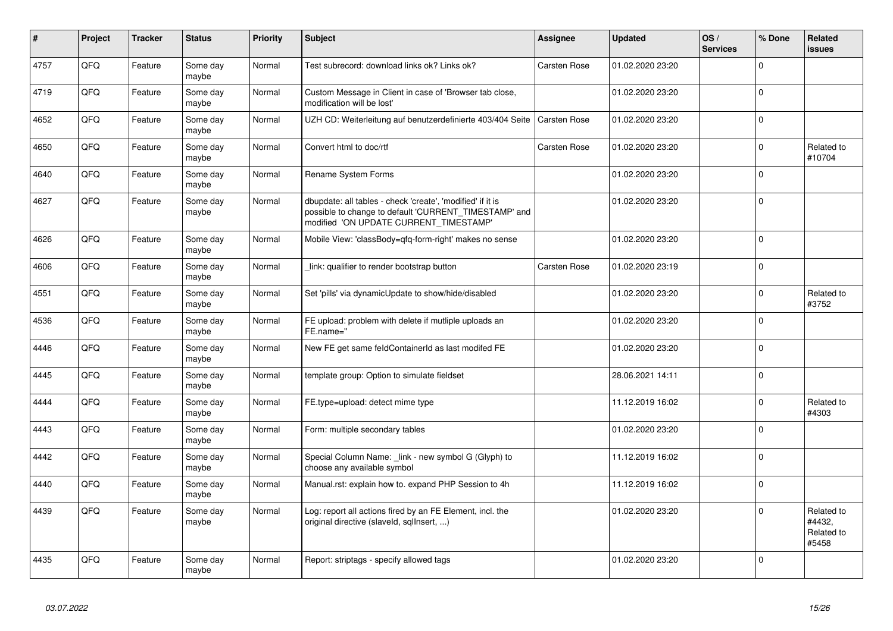| # | Project | Tracker | Status | Priority | Subject | Assignee | Updated | OS / Services | % Done | Related issues |
|---|---|---|---|---|---|---|---|---|---|---|
| 4757 | QFQ | Feature | Some day maybe | Normal | Test subrecord: download links ok? Links ok? | Carsten Rose | 01.02.2020 23:20 | | 0 | |
| 4719 | QFQ | Feature | Some day maybe | Normal | Custom Message in Client in case of 'Browser tab close, modification will be lost' | | 01.02.2020 23:20 | | 0 | |
| 4652 | QFQ | Feature | Some day maybe | Normal | UZH CD: Weiterleitung auf benutzerdefinierte 403/404 Seite | Carsten Rose | 01.02.2020 23:20 | | 0 | |
| 4650 | QFQ | Feature | Some day maybe | Normal | Convert html to doc/rtf | Carsten Rose | 01.02.2020 23:20 | | 0 | Related to #10704 |
| 4640 | QFQ | Feature | Some day maybe | Normal | Rename System Forms | | 01.02.2020 23:20 | | 0 | |
| 4627 | QFQ | Feature | Some day maybe | Normal | dbupdate: all tables - check 'create', 'modified' if it is possible to change to default 'CURRENT_TIMESTAMP' and modified 'ON UPDATE CURRENT_TIMESTAMP' | | 01.02.2020 23:20 | | 0 | |
| 4626 | QFQ | Feature | Some day maybe | Normal | Mobile View: 'classBody=qfq-form-right' makes no sense | | 01.02.2020 23:20 | | 0 | |
| 4606 | QFQ | Feature | Some day maybe | Normal | _link: qualifier to render bootstrap button | Carsten Rose | 01.02.2020 23:19 | | 0 | |
| 4551 | QFQ | Feature | Some day maybe | Normal | Set 'pills' via dynamicUpdate to show/hide/disabled | | 01.02.2020 23:20 | | 0 | Related to #3752 |
| 4536 | QFQ | Feature | Some day maybe | Normal | FE upload: problem with delete if mutliple uploads an FE.name='' | | 01.02.2020 23:20 | | 0 | |
| 4446 | QFQ | Feature | Some day maybe | Normal | New FE get same feldContainerId as last modifed FE | | 01.02.2020 23:20 | | 0 | |
| 4445 | QFQ | Feature | Some day maybe | Normal | template group: Option to simulate fieldset | | 28.06.2021 14:11 | | 0 | |
| 4444 | QFQ | Feature | Some day maybe | Normal | FE.type=upload: detect mime type | | 11.12.2019 16:02 | | 0 | Related to #4303 |
| 4443 | QFQ | Feature | Some day maybe | Normal | Form: multiple secondary tables | | 01.02.2020 23:20 | | 0 | |
| 4442 | QFQ | Feature | Some day maybe | Normal | Special Column Name: _link - new symbol G (Glyph) to choose any available symbol | | 11.12.2019 16:02 | | 0 | |
| 4440 | QFQ | Feature | Some day maybe | Normal | Manual.rst: explain how to. expand PHP Session to 4h | | 11.12.2019 16:02 | | 0 | |
| 4439 | QFQ | Feature | Some day maybe | Normal | Log: report all actions fired by an FE Element, incl. the original directive (slaveId, sqlInsert, ...) | | 01.02.2020 23:20 | | 0 | Related to #4432, Related to #5458 |
| 4435 | QFQ | Feature | Some day maybe | Normal | Report: striptags - specify allowed tags | | 01.02.2020 23:20 | | 0 | |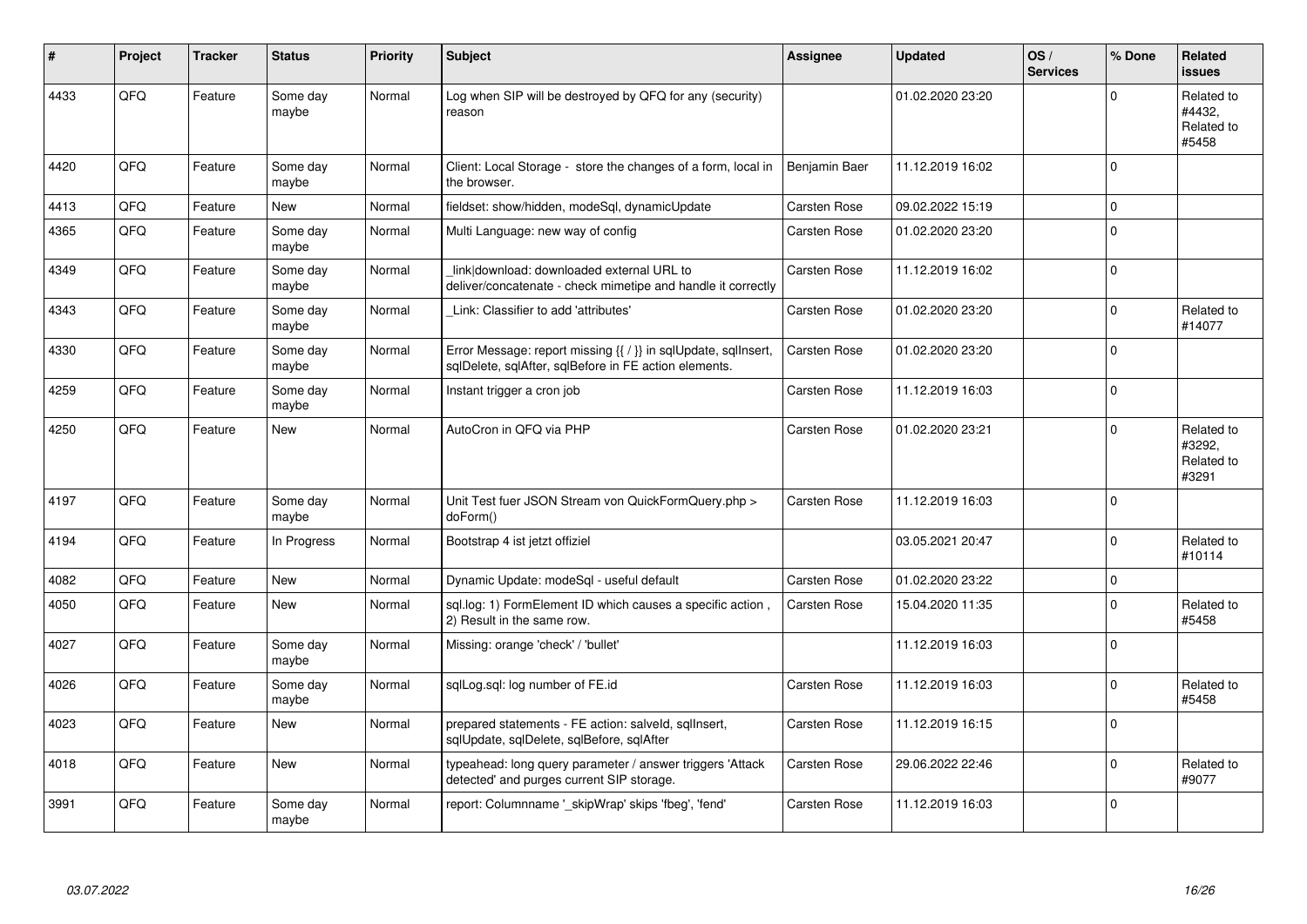| # | Project | Tracker | Status | Priority | Subject | Assignee | Updated | OS / Services | % Done | Related issues |
|---|---|---|---|---|---|---|---|---|---|---|
| 4433 | QFQ | Feature | Some day maybe | Normal | Log when SIP will be destroyed by QFQ for any (security) reason | | 01.02.2020 23:20 | | 0 | Related to #4432, Related to #5458 |
| 4420 | QFQ | Feature | Some day maybe | Normal | Client: Local Storage - store the changes of a form, local in the browser. | Benjamin Baer | 11.12.2019 16:02 | | 0 | |
| 4413 | QFQ | Feature | New | Normal | fieldset: show/hidden, modeSql, dynamicUpdate | Carsten Rose | 09.02.2022 15:19 | | 0 | |
| 4365 | QFQ | Feature | Some day maybe | Normal | Multi Language: new way of config | Carsten Rose | 01.02.2020 23:20 | | 0 | |
| 4349 | QFQ | Feature | Some day maybe | Normal | _link\|download: downloaded external URL to deliver/concatenate - check mimetipe and handle it correctly | Carsten Rose | 11.12.2019 16:02 | | 0 | |
| 4343 | QFQ | Feature | Some day maybe | Normal | _Link: Classifier to add 'attributes' | Carsten Rose | 01.02.2020 23:20 | | 0 | Related to #14077 |
| 4330 | QFQ | Feature | Some day maybe | Normal | Error Message: report missing {{ / }} in sqlUpdate, sqlInsert, sqlDelete, sqlAfter, sqlBefore in FE action elements. | Carsten Rose | 01.02.2020 23:20 | | 0 | |
| 4259 | QFQ | Feature | Some day maybe | Normal | Instant trigger a cron job | Carsten Rose | 11.12.2019 16:03 | | 0 | |
| 4250 | QFQ | Feature | New | Normal | AutoCron in QFQ via PHP | Carsten Rose | 01.02.2020 23:21 | | 0 | Related to #3292, Related to #3291 |
| 4197 | QFQ | Feature | Some day maybe | Normal | Unit Test fuer JSON Stream von QuickFormQuery.php > doForm() | Carsten Rose | 11.12.2019 16:03 | | 0 | |
| 4194 | QFQ | Feature | In Progress | Normal | Bootstrap 4 ist jetzt offiziel | | 03.05.2021 20:47 | | 0 | Related to #10114 |
| 4082 | QFQ | Feature | New | Normal | Dynamic Update: modeSql - useful default | Carsten Rose | 01.02.2020 23:22 | | 0 | |
| 4050 | QFQ | Feature | New | Normal | sql.log: 1) FormElement ID which causes a specific action , 2) Result in the same row. | Carsten Rose | 15.04.2020 11:35 | | 0 | Related to #5458 |
| 4027 | QFQ | Feature | Some day maybe | Normal | Missing: orange 'check' / 'bullet' | | 11.12.2019 16:03 | | 0 | |
| 4026 | QFQ | Feature | Some day maybe | Normal | sqlLog.sql: log number of FE.id | Carsten Rose | 11.12.2019 16:03 | | 0 | Related to #5458 |
| 4023 | QFQ | Feature | New | Normal | prepared statements - FE action: salveld, sqlInsert, sqlUpdate, sqlDelete, sqlBefore, sqlAfter | Carsten Rose | 11.12.2019 16:15 | | 0 | |
| 4018 | QFQ | Feature | New | Normal | typeahead: long query parameter / answer triggers 'Attack detected' and purges current SIP storage. | Carsten Rose | 29.06.2022 22:46 | | 0 | Related to #9077 |
| 3991 | QFQ | Feature | Some day maybe | Normal | report: Columnname '_skipWrap' skips 'fbeg', 'fend' | Carsten Rose | 11.12.2019 16:03 | | 0 | |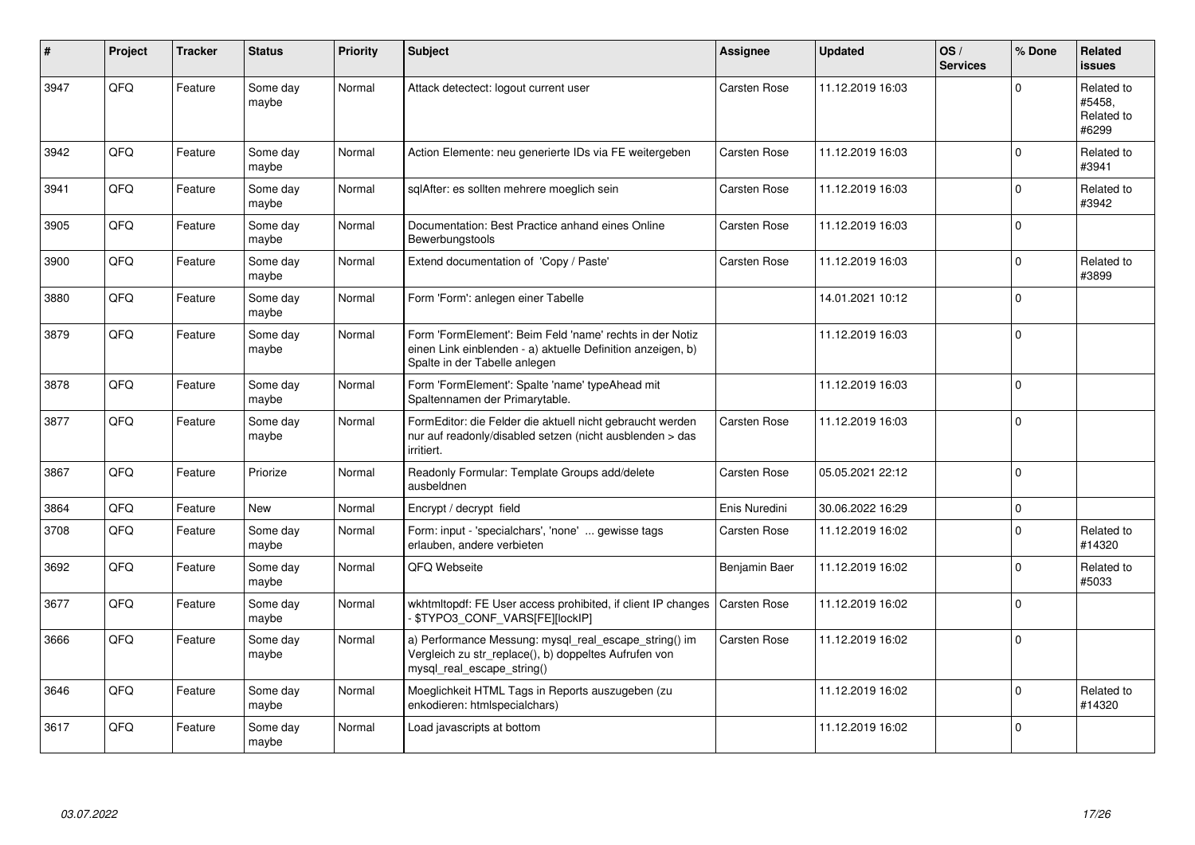| # | Project | Tracker | Status | Priority | Subject | Assignee | Updated | OS / Services | % Done | Related issues |
|---|---|---|---|---|---|---|---|---|---|---|
| 3947 | QFQ | Feature | Some day maybe | Normal | Attack detectect: logout current user | Carsten Rose | 11.12.2019 16:03 | | 0 | Related to #5458, Related to #6299 |
| 3942 | QFQ | Feature | Some day maybe | Normal | Action Elemente: neu generierte IDs via FE weitergeben | Carsten Rose | 11.12.2019 16:03 | | 0 | Related to #3941 |
| 3941 | QFQ | Feature | Some day maybe | Normal | sqlAfter: es sollten mehrere moeglich sein | Carsten Rose | 11.12.2019 16:03 | | 0 | Related to #3942 |
| 3905 | QFQ | Feature | Some day maybe | Normal | Documentation: Best Practice anhand eines Online Bewerbungstools | Carsten Rose | 11.12.2019 16:03 | | 0 | |
| 3900 | QFQ | Feature | Some day maybe | Normal | Extend documentation of 'Copy / Paste' | Carsten Rose | 11.12.2019 16:03 | | 0 | Related to #3899 |
| 3880 | QFQ | Feature | Some day maybe | Normal | Form 'Form': anlegen einer Tabelle | | 14.01.2021 10:12 | | 0 | |
| 3879 | QFQ | Feature | Some day maybe | Normal | Form 'FormElement': Beim Feld 'name' rechts in der Notiz einen Link einblenden - a) aktuelle Definition anzeigen, b) Spalte in der Tabelle anlegen | | 11.12.2019 16:03 | | 0 | |
| 3878 | QFQ | Feature | Some day maybe | Normal | Form 'FormElement': Spalte 'name' typeAhead mit Spaltennamen der Primarytable. | | 11.12.2019 16:03 | | 0 | |
| 3877 | QFQ | Feature | Some day maybe | Normal | FormEditor: die Felder die aktuell nicht gebraucht werden nur auf readonly/disabled setzen (nicht ausblenden > das irritiert. | Carsten Rose | 11.12.2019 16:03 | | 0 | |
| 3867 | QFQ | Feature | Priorize | Normal | Readonly Formular: Template Groups add/delete ausbeldnen | Carsten Rose | 05.05.2021 22:12 | | 0 | |
| 3864 | QFQ | Feature | New | Normal | Encrypt / decrypt field | Enis Nuredini | 30.06.2022 16:29 | | 0 | |
| 3708 | QFQ | Feature | Some day maybe | Normal | Form: input - 'specialchars', 'none' ... gewisse tags erlauben, andere verbieten | Carsten Rose | 11.12.2019 16:02 | | 0 | Related to #14320 |
| 3692 | QFQ | Feature | Some day maybe | Normal | QFQ Webseite | Benjamin Baer | 11.12.2019 16:02 | | 0 | Related to #5033 |
| 3677 | QFQ | Feature | Some day maybe | Normal | wkhtmltopdf: FE User access prohibited, if client IP changes - $TYPO3_CONF_VARS[FE][lockIP] | Carsten Rose | 11.12.2019 16:02 | | 0 | |
| 3666 | QFQ | Feature | Some day maybe | Normal | a) Performance Messung: mysql_real_escape_string() im Vergleich zu str_replace(), b) doppeltes Aufrufen von mysql_real_escape_string() | Carsten Rose | 11.12.2019 16:02 | | 0 | |
| 3646 | QFQ | Feature | Some day maybe | Normal | Moeglichkeit HTML Tags in Reports auszugeben (zu enkodieren: htmlspecialchars) | | 11.12.2019 16:02 | | 0 | Related to #14320 |
| 3617 | QFQ | Feature | Some day maybe | Normal | Load javascripts at bottom | | 11.12.2019 16:02 | | 0 | |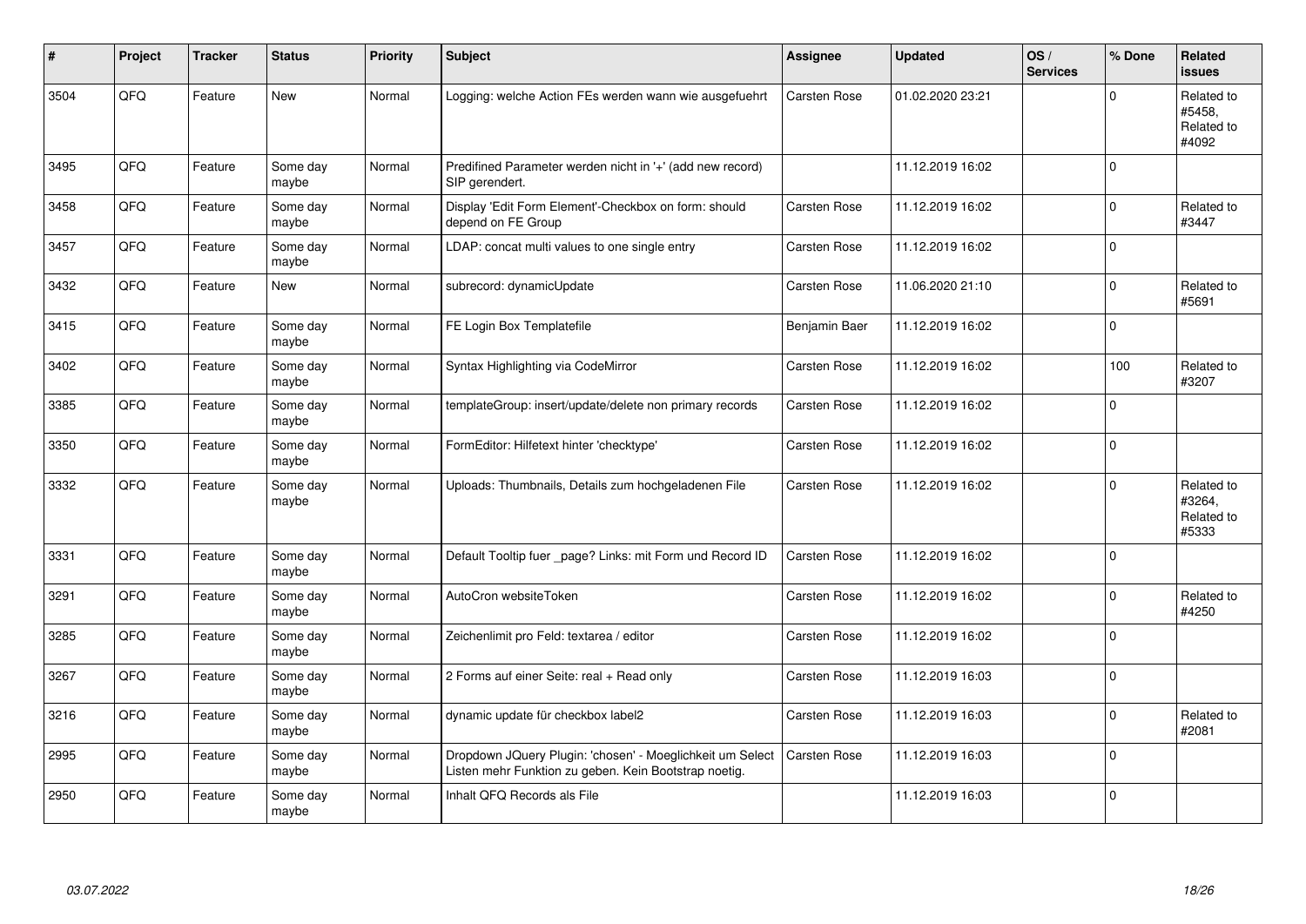| # | Project | Tracker | Status | Priority | Subject | Assignee | Updated | OS / Services | % Done | Related issues |
|---|---|---|---|---|---|---|---|---|---|---|
| 3504 | QFQ | Feature | New | Normal | Logging: welche Action FEs werden wann wie ausgefuehrt | Carsten Rose | 01.02.2020 23:21 | | 0 | Related to #5458, Related to #4092 |
| 3495 | QFQ | Feature | Some day maybe | Normal | Predifined Parameter werden nicht in '+' (add new record) SIP gerendert. | | 11.12.2019 16:02 | | 0 | |
| 3458 | QFQ | Feature | Some day maybe | Normal | Display 'Edit Form Element'-Checkbox on form: should depend on FE Group | Carsten Rose | 11.12.2019 16:02 | | 0 | Related to #3447 |
| 3457 | QFQ | Feature | Some day maybe | Normal | LDAP: concat multi values to one single entry | Carsten Rose | 11.12.2019 16:02 | | 0 | |
| 3432 | QFQ | Feature | New | Normal | subrecord: dynamicUpdate | Carsten Rose | 11.06.2020 21:10 | | 0 | Related to #5691 |
| 3415 | QFQ | Feature | Some day maybe | Normal | FE Login Box Templatefile | Benjamin Baer | 11.12.2019 16:02 | | 0 | |
| 3402 | QFQ | Feature | Some day maybe | Normal | Syntax Highlighting via CodeMirror | Carsten Rose | 11.12.2019 16:02 | | 100 | Related to #3207 |
| 3385 | QFQ | Feature | Some day maybe | Normal | templateGroup: insert/update/delete non primary records | Carsten Rose | 11.12.2019 16:02 | | 0 | |
| 3350 | QFQ | Feature | Some day maybe | Normal | FormEditor: Hilfetext hinter 'checktype' | Carsten Rose | 11.12.2019 16:02 | | 0 | |
| 3332 | QFQ | Feature | Some day maybe | Normal | Uploads: Thumbnails, Details zum hochgeladenen File | Carsten Rose | 11.12.2019 16:02 | | 0 | Related to #3264, Related to #5333 |
| 3331 | QFQ | Feature | Some day maybe | Normal | Default Tooltip fuer _page? Links: mit Form und Record ID | Carsten Rose | 11.12.2019 16:02 | | 0 | |
| 3291 | QFQ | Feature | Some day maybe | Normal | AutoCron websiteToken | Carsten Rose | 11.12.2019 16:02 | | 0 | Related to #4250 |
| 3285 | QFQ | Feature | Some day maybe | Normal | Zeichenlimit pro Feld: textarea / editor | Carsten Rose | 11.12.2019 16:02 | | 0 | |
| 3267 | QFQ | Feature | Some day maybe | Normal | 2 Forms auf einer Seite: real + Read only | Carsten Rose | 11.12.2019 16:03 | | 0 | |
| 3216 | QFQ | Feature | Some day maybe | Normal | dynamic update für checkbox label2 | Carsten Rose | 11.12.2019 16:03 | | 0 | Related to #2081 |
| 2995 | QFQ | Feature | Some day maybe | Normal | Dropdown JQuery Plugin: 'chosen' - Moeglichkeit um Select Listen mehr Funktion zu geben. Kein Bootstrap noetig. | Carsten Rose | 11.12.2019 16:03 | | 0 | |
| 2950 | QFQ | Feature | Some day maybe | Normal | Inhalt QFQ Records als File | | 11.12.2019 16:03 | | 0 | |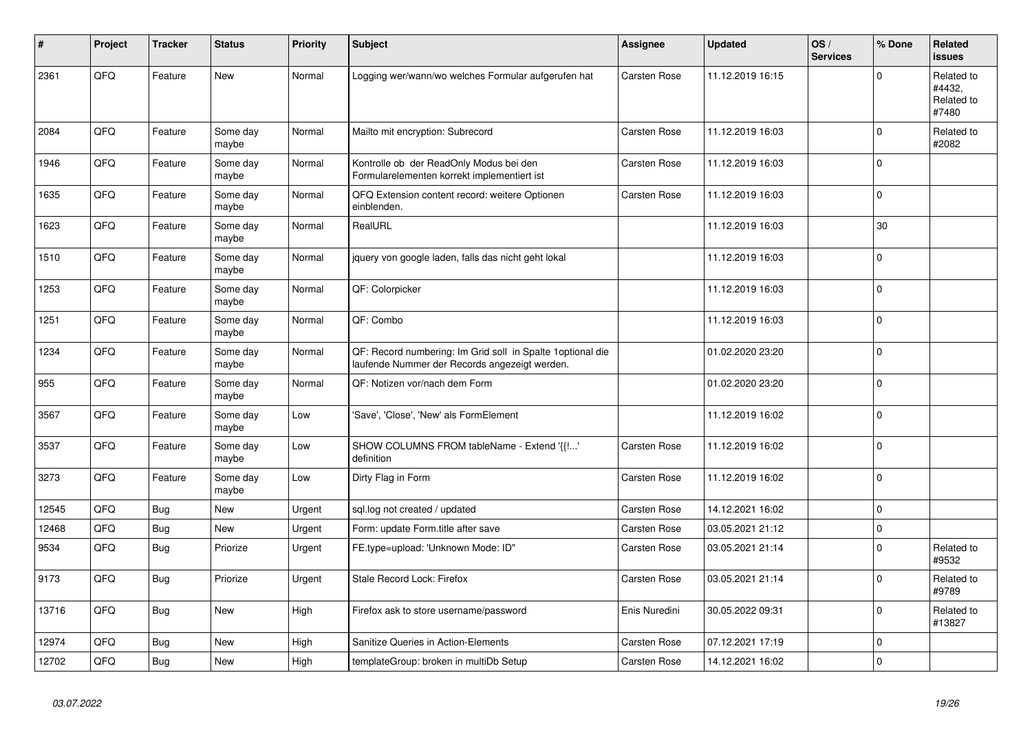| # | Project | Tracker | Status | Priority | Subject | Assignee | Updated | OS / Services | % Done | Related issues |
|---|---|---|---|---|---|---|---|---|---|---|
| 2361 | QFQ | Feature | New | Normal | Logging wer/wann/wo welches Formular aufgerufen hat | Carsten Rose | 11.12.2019 16:15 | | 0 | Related to #4432, Related to #7480 |
| 2084 | QFQ | Feature | Some day maybe | Normal | Mailto mit encryption: Subrecord | Carsten Rose | 11.12.2019 16:03 | | 0 | Related to #2082 |
| 1946 | QFQ | Feature | Some day maybe | Normal | Kontrolle ob der ReadOnly Modus bei den Formularelementen korrekt implementiert ist | Carsten Rose | 11.12.2019 16:03 | | 0 | |
| 1635 | QFQ | Feature | Some day maybe | Normal | QFQ Extension content record: weitere Optionen einblenden. | Carsten Rose | 11.12.2019 16:03 | | 0 | |
| 1623 | QFQ | Feature | Some day maybe | Normal | RealURL | | 11.12.2019 16:03 | | 30 | |
| 1510 | QFQ | Feature | Some day maybe | Normal | jquery von google laden, falls das nicht geht lokal | | 11.12.2019 16:03 | | 0 | |
| 1253 | QFQ | Feature | Some day maybe | Normal | QF: Colorpicker | | 11.12.2019 16:03 | | 0 | |
| 1251 | QFQ | Feature | Some day maybe | Normal | QF: Combo | | 11.12.2019 16:03 | | 0 | |
| 1234 | QFQ | Feature | Some day maybe | Normal | QF: Record numbering: Im Grid soll in Spalte 1optional die laufende Nummer der Records angezeigt werden. | | 01.02.2020 23:20 | | 0 | |
| 955 | QFQ | Feature | Some day maybe | Normal | QF: Notizen vor/nach dem Form | | 01.02.2020 23:20 | | 0 | |
| 3567 | QFQ | Feature | Some day maybe | Low | 'Save', 'Close', 'New' als FormElement | | 11.12.2019 16:02 | | 0 | |
| 3537 | QFQ | Feature | Some day maybe | Low | SHOW COLUMNS FROM tableName - Extend '{{!...' definition | Carsten Rose | 11.12.2019 16:02 | | 0 | |
| 3273 | QFQ | Feature | Some day maybe | Low | Dirty Flag in Form | Carsten Rose | 11.12.2019 16:02 | | 0 | |
| 12545 | QFQ | Bug | New | Urgent | sql.log not created / updated | Carsten Rose | 14.12.2021 16:02 | | 0 | |
| 12468 | QFQ | Bug | New | Urgent | Form: update Form.title after save | Carsten Rose | 03.05.2021 21:12 | | 0 | |
| 9534 | QFQ | Bug | Priorize | Urgent | FE.type=upload: 'Unknown Mode: ID" | Carsten Rose | 03.05.2021 21:14 | | 0 | Related to #9532 |
| 9173 | QFQ | Bug | Priorize | Urgent | Stale Record Lock: Firefox | Carsten Rose | 03.05.2021 21:14 | | 0 | Related to #9789 |
| 13716 | QFQ | Bug | New | High | Firefox ask to store username/password | Enis Nuredini | 30.05.2022 09:31 | | 0 | Related to #13827 |
| 12974 | QFQ | Bug | New | High | Sanitize Queries in Action-Elements | Carsten Rose | 07.12.2021 17:19 | | 0 | |
| 12702 | QFQ | Bug | New | High | templateGroup: broken in multiDb Setup | Carsten Rose | 14.12.2021 16:02 | | 0 | |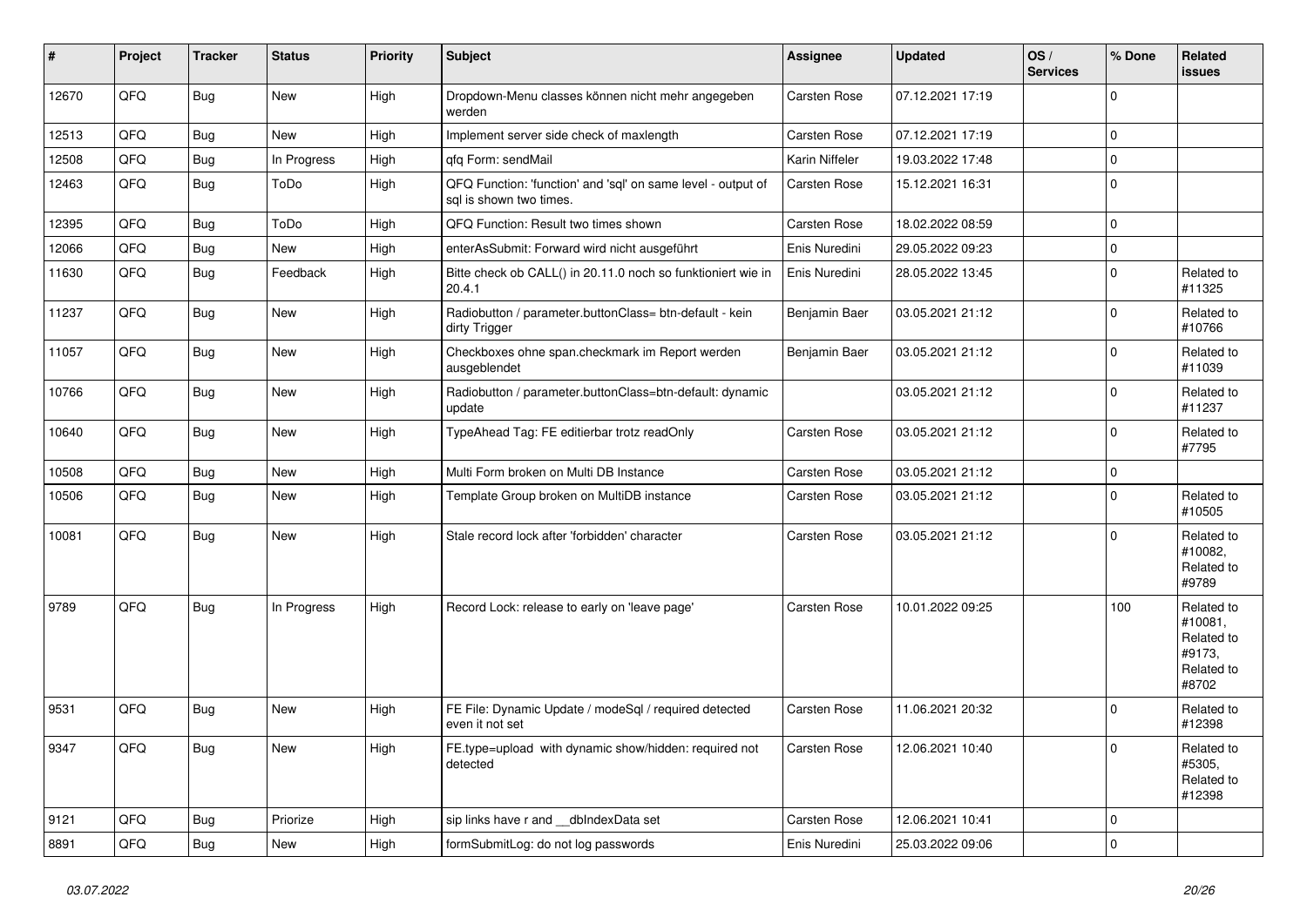| # | Project | Tracker | Status | Priority | Subject | Assignee | Updated | OS / Services | % Done | Related issues |
|---|---|---|---|---|---|---|---|---|---|---|
| 12670 | QFQ | Bug | New | High | Dropdown-Menu classes können nicht mehr angegeben werden | Carsten Rose | 07.12.2021 17:19 | | 0 | |
| 12513 | QFQ | Bug | New | High | Implement server side check of maxlength | Carsten Rose | 07.12.2021 17:19 | | 0 | |
| 12508 | QFQ | Bug | In Progress | High | qfq Form: sendMail | Karin Niffeler | 19.03.2022 17:48 | | 0 | |
| 12463 | QFQ | Bug | ToDo | High | QFQ Function: 'function' and 'sql' on same level - output of sql is shown two times. | Carsten Rose | 15.12.2021 16:31 | | 0 | |
| 12395 | QFQ | Bug | ToDo | High | QFQ Function: Result two times shown | Carsten Rose | 18.02.2022 08:59 | | 0 | |
| 12066 | QFQ | Bug | New | High | enterAsSubmit: Forward wird nicht ausgeführt | Enis Nuredini | 29.05.2022 09:23 | | 0 | |
| 11630 | QFQ | Bug | Feedback | High | Bitte check ob CALL() in 20.11.0 noch so funktioniert wie in 20.4.1 | Enis Nuredini | 28.05.2022 13:45 | | 0 | Related to #11325 |
| 11237 | QFQ | Bug | New | High | Radiobutton / parameter.buttonClass= btn-default - kein dirty Trigger | Benjamin Baer | 03.05.2021 21:12 | | 0 | Related to #10766 |
| 11057 | QFQ | Bug | New | High | Checkboxes ohne span.checkmark im Report werden ausgeblendet | Benjamin Baer | 03.05.2021 21:12 | | 0 | Related to #11039 |
| 10766 | QFQ | Bug | New | High | Radiobutton / parameter.buttonClass=btn-default: dynamic update | | 03.05.2021 21:12 | | 0 | Related to #11237 |
| 10640 | QFQ | Bug | New | High | TypeAhead Tag: FE editierbar trotz readOnly | Carsten Rose | 03.05.2021 21:12 | | 0 | Related to #7795 |
| 10508 | QFQ | Bug | New | High | Multi Form broken on Multi DB Instance | Carsten Rose | 03.05.2021 21:12 | | 0 | |
| 10506 | QFQ | Bug | New | High | Template Group broken on MultiDB instance | Carsten Rose | 03.05.2021 21:12 | | 0 | Related to #10505 |
| 10081 | QFQ | Bug | New | High | Stale record lock after 'forbidden' character | Carsten Rose | 03.05.2021 21:12 | | 0 | Related to #10082, Related to #9789 |
| 9789 | QFQ | Bug | In Progress | High | Record Lock: release to early on 'leave page' | Carsten Rose | 10.01.2022 09:25 | | 100 | Related to #10081, Related to #9173, Related to #8702 |
| 9531 | QFQ | Bug | New | High | FE File: Dynamic Update / modeSql / required detected even it not set | Carsten Rose | 11.06.2021 20:32 | | 0 | Related to #12398 |
| 9347 | QFQ | Bug | New | High | FE.type=upload with dynamic show/hidden: required not detected | Carsten Rose | 12.06.2021 10:40 | | 0 | Related to #5305, Related to #12398 |
| 9121 | QFQ | Bug | Priorize | High | sip links have r and __dbIndexData set | Carsten Rose | 12.06.2021 10:41 | | 0 | |
| 8891 | QFQ | Bug | New | High | formSubmitLog: do not log passwords | Enis Nuredini | 25.03.2022 09:06 | | 0 | |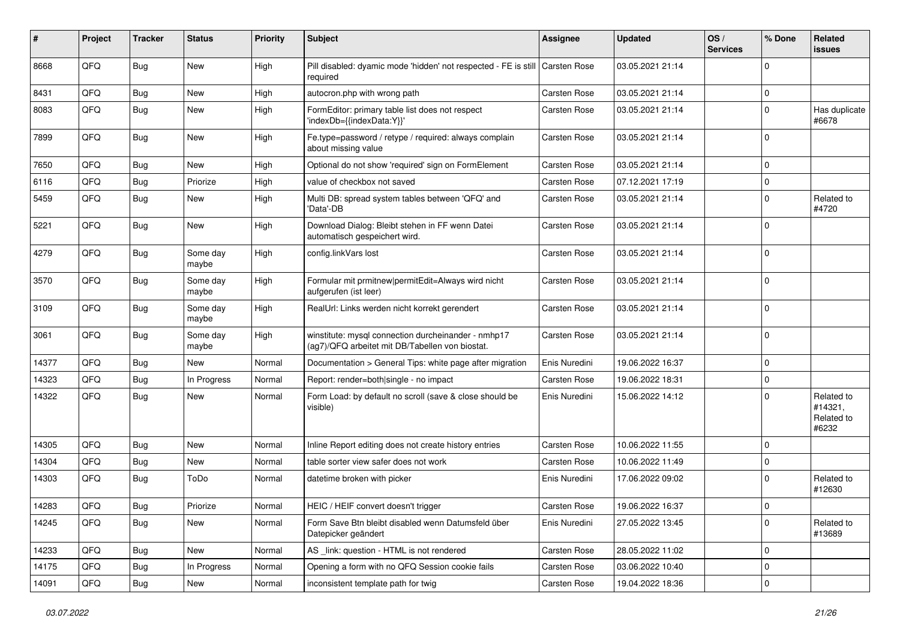| # | Project | Tracker | Status | Priority | Subject | Assignee | Updated | OS / Services | % Done | Related issues |
|---|---|---|---|---|---|---|---|---|---|---|
| 8668 | QFQ | Bug | New | High | Pill disabled: dyamic mode 'hidden' not respected - FE is still required | Carsten Rose | 03.05.2021 21:14 | | 0 | |
| 8431 | QFQ | Bug | New | High | autocron.php with wrong path | Carsten Rose | 03.05.2021 21:14 | | 0 | |
| 8083 | QFQ | Bug | New | High | FormEditor: primary table list does not respect 'indexDb={{indexData:Y}}' | Carsten Rose | 03.05.2021 21:14 | | 0 | Has duplicate #6678 |
| 7899 | QFQ | Bug | New | High | Fe.type=password / retype / required: always complain about missing value | Carsten Rose | 03.05.2021 21:14 | | 0 | |
| 7650 | QFQ | Bug | New | High | Optional do not show 'required' sign on FormElement | Carsten Rose | 03.05.2021 21:14 | | 0 | |
| 6116 | QFQ | Bug | Priorize | High | value of checkbox not saved | Carsten Rose | 07.12.2021 17:19 | | 0 | |
| 5459 | QFQ | Bug | New | High | Multi DB: spread system tables between 'QFQ' and 'Data'-DB | Carsten Rose | 03.05.2021 21:14 | | 0 | Related to #4720 |
| 5221 | QFQ | Bug | New | High | Download Dialog: Bleibt stehen in FF wenn Datei automatisch gespeichert wird. | Carsten Rose | 03.05.2021 21:14 | | 0 | |
| 4279 | QFQ | Bug | Some day maybe | High | config.linkVars lost | Carsten Rose | 03.05.2021 21:14 | | 0 | |
| 3570 | QFQ | Bug | Some day maybe | High | Formular mit prmitnew\|permitEdit=Always wird nicht aufgerufen (ist leer) | Carsten Rose | 03.05.2021 21:14 | | 0 | |
| 3109 | QFQ | Bug | Some day maybe | High | RealUrl: Links werden nicht korrekt gerendert | Carsten Rose | 03.05.2021 21:14 | | 0 | |
| 3061 | QFQ | Bug | Some day maybe | High | winstitute: mysql connection durcheinander - nmhp17 (ag7)/QFQ arbeitet mit DB/Tabellen von biostat. | Carsten Rose | 03.05.2021 21:14 | | 0 | |
| 14377 | QFQ | Bug | New | Normal | Documentation > General Tips: white page after migration | Enis Nuredini | 19.06.2022 16:37 | | 0 | |
| 14323 | QFQ | Bug | In Progress | Normal | Report: render=both\|single - no impact | Carsten Rose | 19.06.2022 18:31 | | 0 | |
| 14322 | QFQ | Bug | New | Normal | Form Load: by default no scroll (save & close should be visible) | Enis Nuredini | 15.06.2022 14:12 | | 0 | Related to #14321, Related to #6232 |
| 14305 | QFQ | Bug | New | Normal | Inline Report editing does not create history entries | Carsten Rose | 10.06.2022 11:55 | | 0 | |
| 14304 | QFQ | Bug | New | Normal | table sorter view safer does not work | Carsten Rose | 10.06.2022 11:49 | | 0 | |
| 14303 | QFQ | Bug | ToDo | Normal | datetime broken with picker | Enis Nuredini | 17.06.2022 09:02 | | 0 | Related to #12630 |
| 14283 | QFQ | Bug | Priorize | Normal | HEIC / HEIF convert doesn't trigger | Carsten Rose | 19.06.2022 16:37 | | 0 | |
| 14245 | QFQ | Bug | New | Normal | Form Save Btn bleibt disabled wenn Datumsfeld über Datepicker geändert | Enis Nuredini | 27.05.2022 13:45 | | 0 | Related to #13689 |
| 14233 | QFQ | Bug | New | Normal | AS _link: question - HTML is not rendered | Carsten Rose | 28.05.2022 11:02 | | 0 | |
| 14175 | QFQ | Bug | In Progress | Normal | Opening a form with no QFQ Session cookie fails | Carsten Rose | 03.06.2022 10:40 | | 0 | |
| 14091 | QFQ | Bug | New | Normal | inconsistent template path for twig | Carsten Rose | 19.04.2022 18:36 | | 0 | |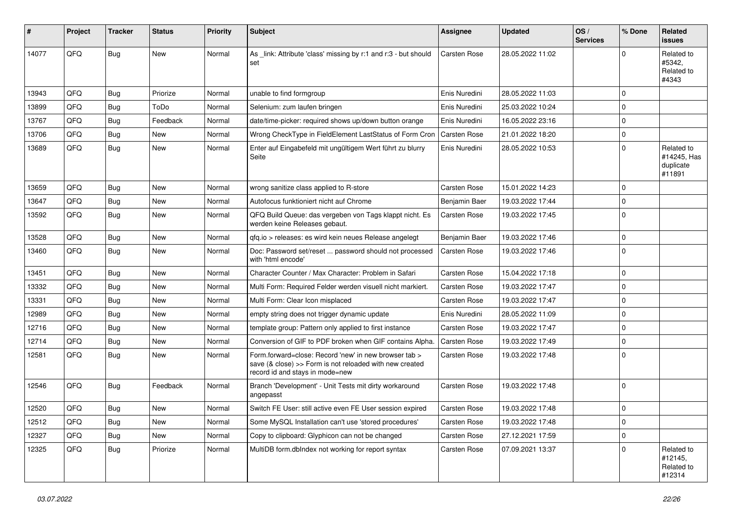| # | Project | Tracker | Status | Priority | Subject | Assignee | Updated | OS / Services | % Done | Related issues |
|---|---|---|---|---|---|---|---|---|---|---|
| 14077 | QFQ | Bug | New | Normal | As _link: Attribute 'class' missing by r:1 and r:3 - but should set | Carsten Rose | 28.05.2022 11:02 | | 0 | Related to #5342, Related to #4343 |
| 13943 | QFQ | Bug | Priorize | Normal | unable to find formgroup | Enis Nuredini | 28.05.2022 11:03 | | 0 | |
| 13899 | QFQ | Bug | ToDo | Normal | Selenium: zum laufen bringen | Enis Nuredini | 25.03.2022 10:24 | | 0 | |
| 13767 | QFQ | Bug | Feedback | Normal | date/time-picker: required shows up/down button orange | Enis Nuredini | 16.05.2022 23:16 | | 0 | |
| 13706 | QFQ | Bug | New | Normal | Wrong CheckType in FieldElement LastStatus of Form Cron | Carsten Rose | 21.01.2022 18:20 | | 0 | |
| 13689 | QFQ | Bug | New | Normal | Enter auf Eingabefeld mit ungültigem Wert führt zu blurry Seite | Enis Nuredini | 28.05.2022 10:53 | | 0 | Related to #14245, Has duplicate #11891 |
| 13659 | QFQ | Bug | New | Normal | wrong sanitize class applied to R-store | Carsten Rose | 15.01.2022 14:23 | | 0 | |
| 13647 | QFQ | Bug | New | Normal | Autofocus funktioniert nicht auf Chrome | Benjamin Baer | 19.03.2022 17:44 | | 0 | |
| 13592 | QFQ | Bug | New | Normal | QFQ Build Queue: das vergeben von Tags klappt nicht. Es werden keine Releases gebaut. | Carsten Rose | 19.03.2022 17:45 | | 0 | |
| 13528 | QFQ | Bug | New | Normal | qfq.io > releases: es wird kein neues Release angelegt | Benjamin Baer | 19.03.2022 17:46 | | 0 | |
| 13460 | QFQ | Bug | New | Normal | Doc: Password set/reset ... password should not processed with 'html encode' | Carsten Rose | 19.03.2022 17:46 | | 0 | |
| 13451 | QFQ | Bug | New | Normal | Character Counter / Max Character: Problem in Safari | Carsten Rose | 15.04.2022 17:18 | | 0 | |
| 13332 | QFQ | Bug | New | Normal | Multi Form: Required Felder werden visuell nicht markiert. | Carsten Rose | 19.03.2022 17:47 | | 0 | |
| 13331 | QFQ | Bug | New | Normal | Multi Form: Clear Icon misplaced | Carsten Rose | 19.03.2022 17:47 | | 0 | |
| 12989 | QFQ | Bug | New | Normal | empty string does not trigger dynamic update | Enis Nuredini | 28.05.2022 11:09 | | 0 | |
| 12716 | QFQ | Bug | New | Normal | template group: Pattern only applied to first instance | Carsten Rose | 19.03.2022 17:47 | | 0 | |
| 12714 | QFQ | Bug | New | Normal | Conversion of GIF to PDF broken when GIF contains Alpha. | Carsten Rose | 19.03.2022 17:49 | | 0 | |
| 12581 | QFQ | Bug | New | Normal | Form.forward=close: Record 'new' in new browser tab > save (& close) >> Form is not reloaded with new created record id and stays in mode=new | Carsten Rose | 19.03.2022 17:48 | | 0 | |
| 12546 | QFQ | Bug | Feedback | Normal | Branch 'Development' - Unit Tests mit dirty workaround angepasst | Carsten Rose | 19.03.2022 17:48 | | 0 | |
| 12520 | QFQ | Bug | New | Normal | Switch FE User: still active even FE User session expired | Carsten Rose | 19.03.2022 17:48 | | 0 | |
| 12512 | QFQ | Bug | New | Normal | Some MySQL Installation can't use 'stored procedures' | Carsten Rose | 19.03.2022 17:48 | | 0 | |
| 12327 | QFQ | Bug | New | Normal | Copy to clipboard: Glyphicon can not be changed | Carsten Rose | 27.12.2021 17:59 | | 0 | |
| 12325 | QFQ | Bug | Priorize | Normal | MultiDB form.dbIndex not working for report syntax | Carsten Rose | 07.09.2021 13:37 | | 0 | Related to #12145, Related to #12314 |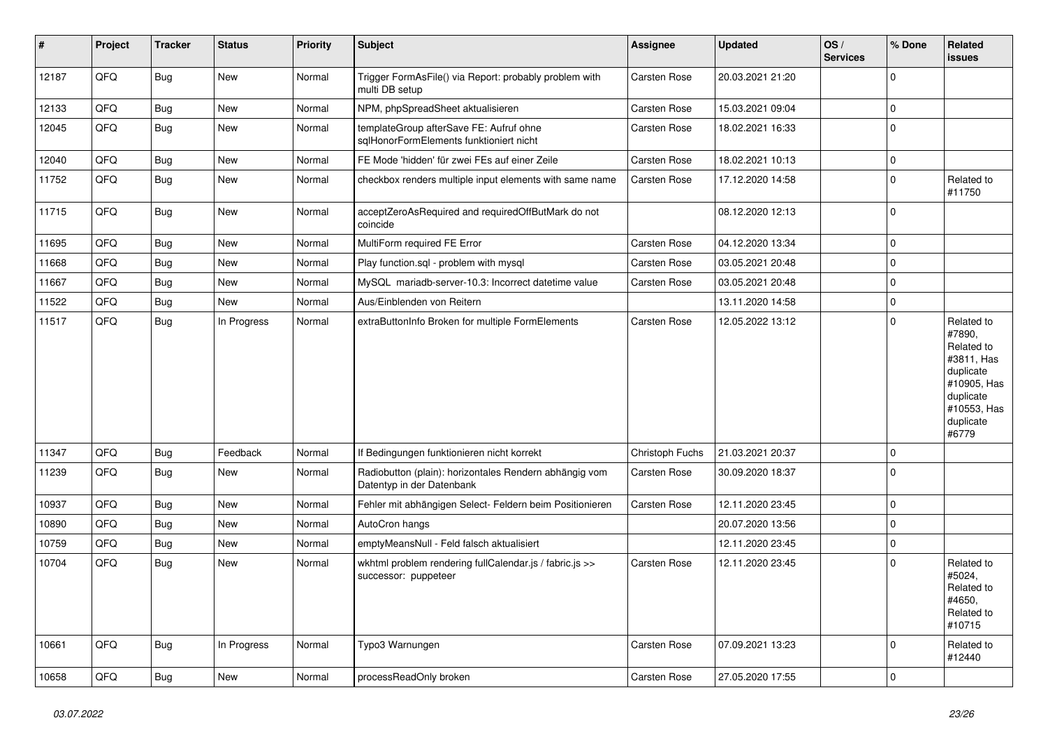| # | Project | Tracker | Status | Priority | Subject | Assignee | Updated | OS / Services | % Done | Related issues |
|---|---|---|---|---|---|---|---|---|---|---|
| 12187 | QFQ | Bug | New | Normal | Trigger FormAsFile() via Report: probably problem with multi DB setup | Carsten Rose | 20.03.2021 21:20 | | 0 | |
| 12133 | QFQ | Bug | New | Normal | NPM, phpSpreadSheet aktualisieren | Carsten Rose | 15.03.2021 09:04 | | 0 | |
| 12045 | QFQ | Bug | New | Normal | templateGroup afterSave FE: Aufruf ohne sqlHonorFormElements funktioniert nicht | Carsten Rose | 18.02.2021 16:33 | | 0 | |
| 12040 | QFQ | Bug | New | Normal | FE Mode 'hidden' für zwei FEs auf einer Zeile | Carsten Rose | 18.02.2021 10:13 | | 0 | |
| 11752 | QFQ | Bug | New | Normal | checkbox renders multiple input elements with same name | Carsten Rose | 17.12.2020 14:58 | | 0 | Related to #11750 |
| 11715 | QFQ | Bug | New | Normal | acceptZeroAsRequired and requiredOffButMark do not coincide | | 08.12.2020 12:13 | | 0 | |
| 11695 | QFQ | Bug | New | Normal | MultiForm required FE Error | Carsten Rose | 04.12.2020 13:34 | | 0 | |
| 11668 | QFQ | Bug | New | Normal | Play function.sql - problem with mysql | Carsten Rose | 03.05.2021 20:48 | | 0 | |
| 11667 | QFQ | Bug | New | Normal | MySQL mariadb-server-10.3: Incorrect datetime value | Carsten Rose | 03.05.2021 20:48 | | 0 | |
| 11522 | QFQ | Bug | New | Normal | Aus/Einblenden von Reitern | | 13.11.2020 14:58 | | 0 | |
| 11517 | QFQ | Bug | In Progress | Normal | extraButtonInfo Broken for multiple FormElements | Carsten Rose | 12.05.2022 13:12 | | 0 | Related to #7890, Related to #3811, Has duplicate #10905, Has duplicate #10553, Has duplicate #6779 |
| 11347 | QFQ | Bug | Feedback | Normal | If Bedingungen funktionieren nicht korrekt | Christoph Fuchs | 21.03.2021 20:37 | | 0 | |
| 11239 | QFQ | Bug | New | Normal | Radiobutton (plain): horizontales Rendern abhängig vom Datentyp in der Datenbank | Carsten Rose | 30.09.2020 18:37 | | 0 | |
| 10937 | QFQ | Bug | New | Normal | Fehler mit abhängigen Select- Feldern beim Positionieren | Carsten Rose | 12.11.2020 23:45 | | 0 | |
| 10890 | QFQ | Bug | New | Normal | AutoCron hangs | | 20.07.2020 13:56 | | 0 | |
| 10759 | QFQ | Bug | New | Normal | emptyMeansNull - Feld falsch aktualisiert | | 12.11.2020 23:45 | | 0 | |
| 10704 | QFQ | Bug | New | Normal | wkhtml problem rendering fullCalendar.js / fabric.js >> successor: puppeteer | Carsten Rose | 12.11.2020 23:45 | | 0 | Related to #5024, Related to #4650, Related to #10715 |
| 10661 | QFQ | Bug | In Progress | Normal | Typo3 Warnungen | Carsten Rose | 07.09.2021 13:23 | | 0 | Related to #12440 |
| 10658 | QFQ | Bug | New | Normal | processReadOnly broken | Carsten Rose | 27.05.2020 17:55 | | 0 | |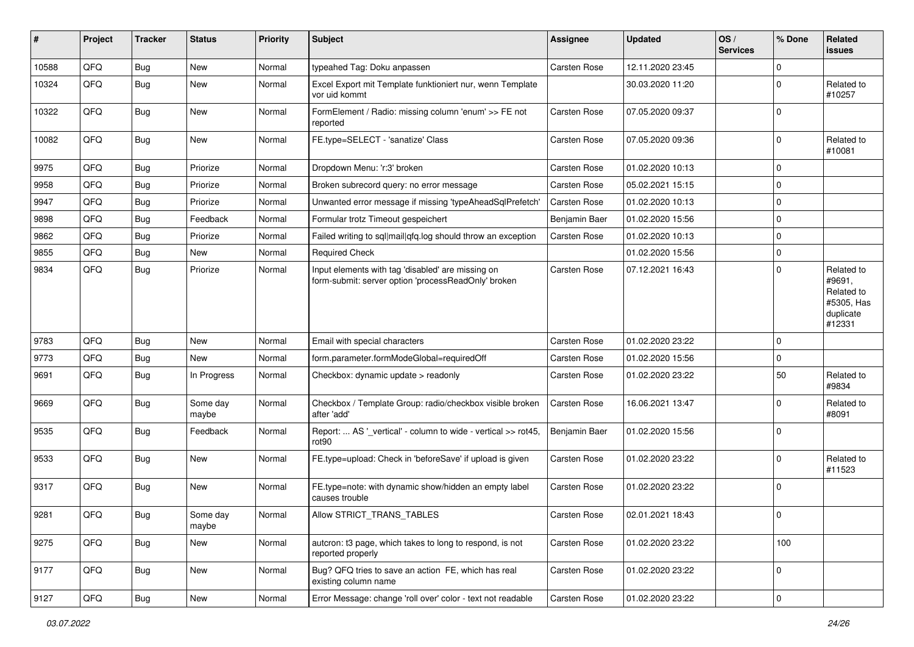| # | Project | Tracker | Status | Priority | Subject | Assignee | Updated | OS / Services | % Done | Related issues |
|---|---|---|---|---|---|---|---|---|---|---|
| 10588 | QFQ | Bug | New | Normal | typeahed Tag: Doku anpassen | Carsten Rose | 12.11.2020 23:45 | | 0 | |
| 10324 | QFQ | Bug | New | Normal | Excel Export mit Template funktioniert nur, wenn Template vor uid kommt | | 30.03.2020 11:20 | | 0 | Related to #10257 |
| 10322 | QFQ | Bug | New | Normal | FormElement / Radio: missing column 'enum' >> FE not reported | Carsten Rose | 07.05.2020 09:37 | | 0 | |
| 10082 | QFQ | Bug | New | Normal | FE.type=SELECT - 'sanatize' Class | Carsten Rose | 07.05.2020 09:36 | | 0 | Related to #10081 |
| 9975 | QFQ | Bug | Priorize | Normal | Dropdown Menu: 'r:3' broken | Carsten Rose | 01.02.2020 10:13 | | 0 | |
| 9958 | QFQ | Bug | Priorize | Normal | Broken subrecord query: no error message | Carsten Rose | 05.02.2021 15:15 | | 0 | |
| 9947 | QFQ | Bug | Priorize | Normal | Unwanted error message if missing 'typeAheadSqlPrefetch' | Carsten Rose | 01.02.2020 10:13 | | 0 | |
| 9898 | QFQ | Bug | Feedback | Normal | Formular trotz Timeout gespeichert | Benjamin Baer | 01.02.2020 15:56 | | 0 | |
| 9862 | QFQ | Bug | Priorize | Normal | Failed writing to sql|mail|qfq.log should throw an exception | Carsten Rose | 01.02.2020 10:13 | | 0 | |
| 9855 | QFQ | Bug | New | Normal | Required Check | | 01.02.2020 15:56 | | 0 | |
| 9834 | QFQ | Bug | Priorize | Normal | Input elements with tag 'disabled' are missing on form-submit: server option 'processReadOnly' broken | Carsten Rose | 07.12.2021 16:43 | | 0 | Related to #9691, Related to #5305, Has duplicate #12331 |
| 9783 | QFQ | Bug | New | Normal | Email with special characters | Carsten Rose | 01.02.2020 23:22 | | 0 | |
| 9773 | QFQ | Bug | New | Normal | form.parameter.formModeGlobal=requiredOff | Carsten Rose | 01.02.2020 15:56 | | 0 | |
| 9691 | QFQ | Bug | In Progress | Normal | Checkbox: dynamic update > readonly | Carsten Rose | 01.02.2020 23:22 | | 50 | Related to #9834 |
| 9669 | QFQ | Bug | Some day maybe | Normal | Checkbox / Template Group: radio/checkbox visible broken after 'add' | Carsten Rose | 16.06.2021 13:47 | | 0 | Related to #8091 |
| 9535 | QFQ | Bug | Feedback | Normal | Report: ... AS '_vertical' - column to wide - vertical >> rot45, rot90 | Benjamin Baer | 01.02.2020 15:56 | | 0 | |
| 9533 | QFQ | Bug | New | Normal | FE.type=upload: Check in 'beforeSave' if upload is given | Carsten Rose | 01.02.2020 23:22 | | 0 | Related to #11523 |
| 9317 | QFQ | Bug | New | Normal | FE.type=note: with dynamic show/hidden an empty label causes trouble | Carsten Rose | 01.02.2020 23:22 | | 0 | |
| 9281 | QFQ | Bug | Some day maybe | Normal | Allow STRICT_TRANS_TABLES | Carsten Rose | 02.01.2021 18:43 | | 0 | |
| 9275 | QFQ | Bug | New | Normal | autcron: t3 page, which takes to long to respond, is not reported properly | Carsten Rose | 01.02.2020 23:22 | | 100 | |
| 9177 | QFQ | Bug | New | Normal | Bug? QFQ tries to save an action FE, which has real existing column name | Carsten Rose | 01.02.2020 23:22 | | 0 | |
| 9127 | QFQ | Bug | New | Normal | Error Message: change 'roll over' color - text not readable | Carsten Rose | 01.02.2020 23:22 | | 0 | |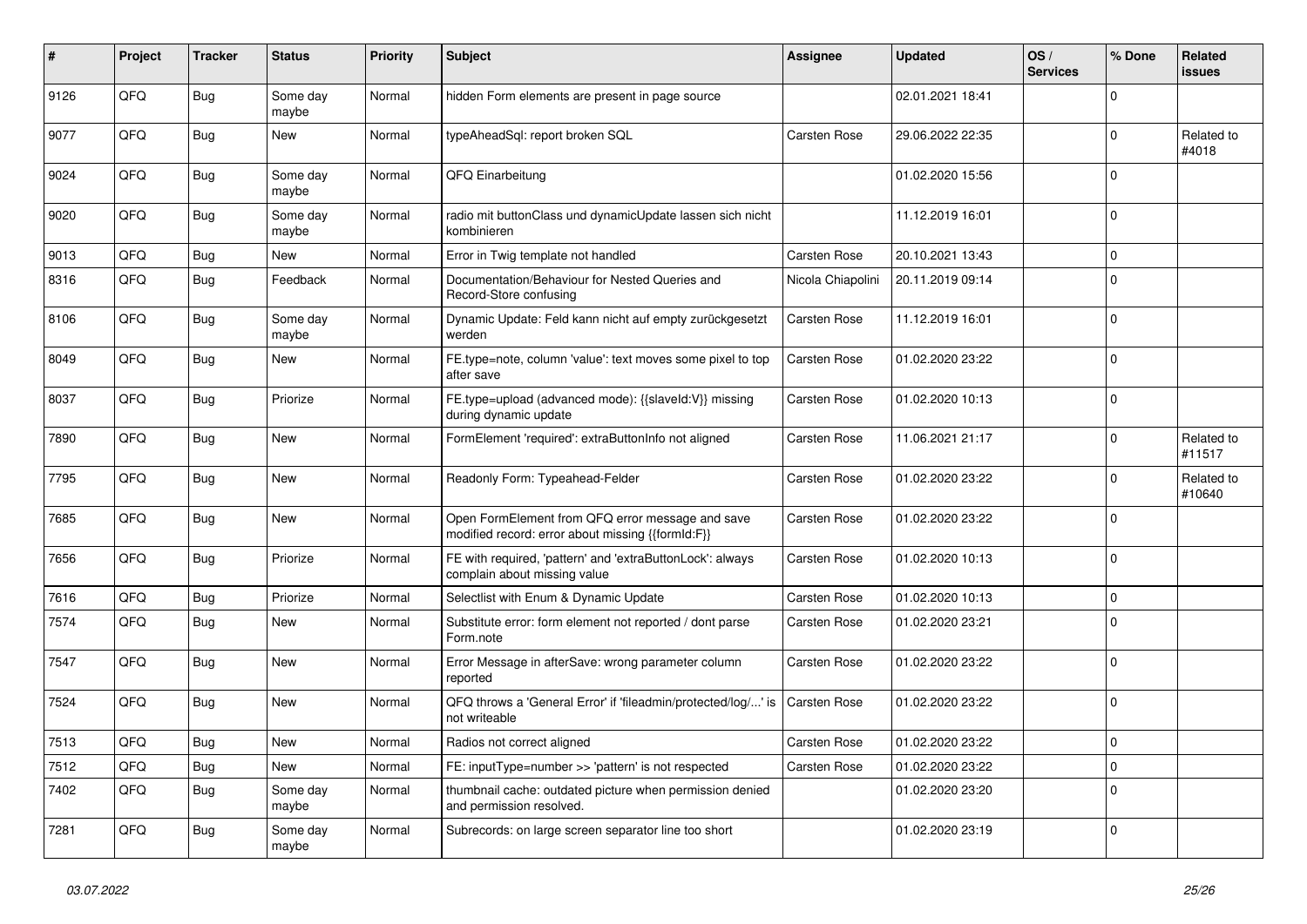| # | Project | Tracker | Status | Priority | Subject | Assignee | Updated | OS / Services | % Done | Related issues |
|---|---|---|---|---|---|---|---|---|---|---|
| 9126 | QFQ | Bug | Some day maybe | Normal | hidden Form elements are present in page source | | 02.01.2021 18:41 | | 0 | |
| 9077 | QFQ | Bug | New | Normal | typeAheadSql: report broken SQL | Carsten Rose | 29.06.2022 22:35 | | 0 | Related to #4018 |
| 9024 | QFQ | Bug | Some day maybe | Normal | QFQ Einarbeitung | | 01.02.2020 15:56 | | 0 | |
| 9020 | QFQ | Bug | Some day maybe | Normal | radio mit buttonClass und dynamicUpdate lassen sich nicht kombinieren | | 11.12.2019 16:01 | | 0 | |
| 9013 | QFQ | Bug | New | Normal | Error in Twig template not handled | Carsten Rose | 20.10.2021 13:43 | | 0 | |
| 8316 | QFQ | Bug | Feedback | Normal | Documentation/Behaviour for Nested Queries and Record-Store confusing | Nicola Chiapolini | 20.11.2019 09:14 | | 0 | |
| 8106 | QFQ | Bug | Some day maybe | Normal | Dynamic Update: Feld kann nicht auf empty zurückgesetzt werden | Carsten Rose | 11.12.2019 16:01 | | 0 | |
| 8049 | QFQ | Bug | New | Normal | FE.type=note, column 'value': text moves some pixel to top after save | Carsten Rose | 01.02.2020 23:22 | | 0 | |
| 8037 | QFQ | Bug | Priorize | Normal | FE.type=upload (advanced mode): {{slaveId:V}} missing during dynamic update | Carsten Rose | 01.02.2020 10:13 | | 0 | |
| 7890 | QFQ | Bug | New | Normal | FormElement 'required': extraButtonInfo not aligned | Carsten Rose | 11.06.2021 21:17 | | 0 | Related to #11517 |
| 7795 | QFQ | Bug | New | Normal | Readonly Form: Typeahead-Felder | Carsten Rose | 01.02.2020 23:22 | | 0 | Related to #10640 |
| 7685 | QFQ | Bug | New | Normal | Open FormElement from QFQ error message and save modified record: error about missing {{formId:F}} | Carsten Rose | 01.02.2020 23:22 | | 0 | |
| 7656 | QFQ | Bug | Priorize | Normal | FE with required, 'pattern' and 'extraButtonLock': always complain about missing value | Carsten Rose | 01.02.2020 10:13 | | 0 | |
| 7616 | QFQ | Bug | Priorize | Normal | Selectlist with Enum & Dynamic Update | Carsten Rose | 01.02.2020 10:13 | | 0 | |
| 7574 | QFQ | Bug | New | Normal | Substitute error: form element not reported / dont parse Form.note | Carsten Rose | 01.02.2020 23:21 | | 0 | |
| 7547 | QFQ | Bug | New | Normal | Error Message in afterSave: wrong parameter column reported | Carsten Rose | 01.02.2020 23:22 | | 0 | |
| 7524 | QFQ | Bug | New | Normal | QFQ throws a 'General Error' if 'fileadmin/protected/log/...' is not writeable | Carsten Rose | 01.02.2020 23:22 | | 0 | |
| 7513 | QFQ | Bug | New | Normal | Radios not correct aligned | Carsten Rose | 01.02.2020 23:22 | | 0 | |
| 7512 | QFQ | Bug | New | Normal | FE: inputType=number >> 'pattern' is not respected | Carsten Rose | 01.02.2020 23:22 | | 0 | |
| 7402 | QFQ | Bug | Some day maybe | Normal | thumbnail cache: outdated picture when permission denied and permission resolved. | | 01.02.2020 23:20 | | 0 | |
| 7281 | QFQ | Bug | Some day maybe | Normal | Subrecords: on large screen separator line too short | | 01.02.2020 23:19 | | 0 | |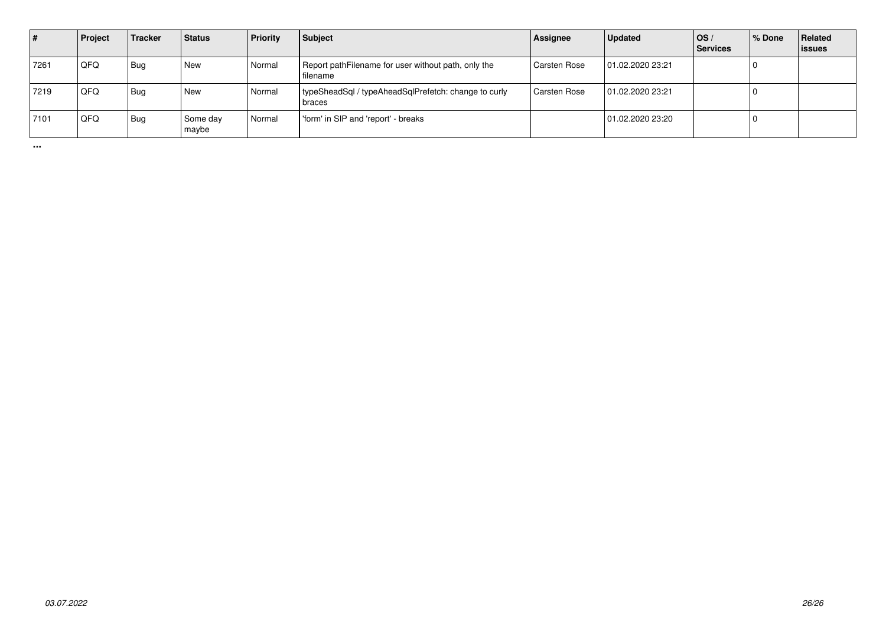| # | Project | Tracker | Status | Priority | Subject | Assignee | Updated | OS / Services | % Done | Related issues |
|---|---|---|---|---|---|---|---|---|---|---|
| 7261 | QFQ | Bug | New | Normal | Report pathFilename for user without path, only the filename | Carsten Rose | 01.02.2020 23:21 | | 0 | |
| 7219 | QFQ | Bug | New | Normal | typeSheadSql / typeAheadSqlPrefetch: change to curly braces | Carsten Rose | 01.02.2020 23:21 | | 0 | |
| 7101 | QFQ | Bug | Some day maybe | Normal | 'form' in SIP and 'report' - breaks | | 01.02.2020 23:20 | | 0 | |

...